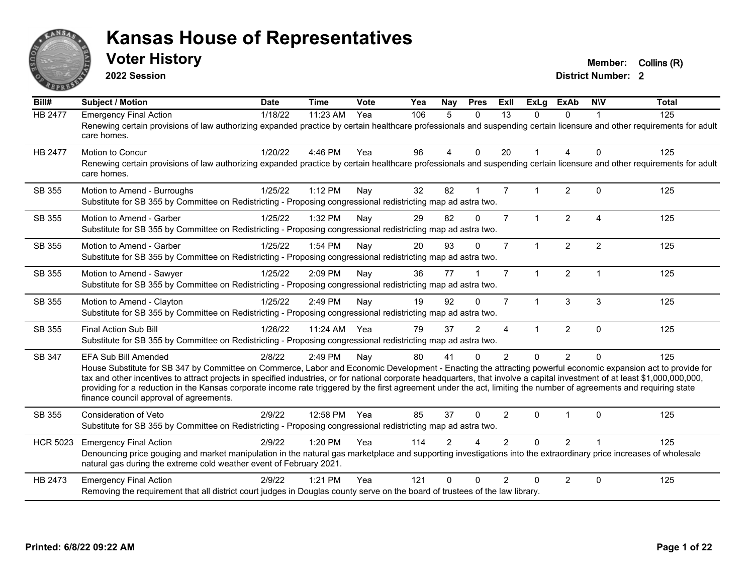# Kansas House of Representatives

## Voter History

**2022 Session**

**Member:** Collins (R)
**District Number:** 2

| Bill# | Subject / Motion | Date | Time | Vote | Yea | Nay | Pres | ExII | ExLg | ExAb | N\V | Total |
|---|---|---|---|---|---|---|---|---|---|---|---|---|
| HB 2477 | Emergency Final Action | 1/18/22 | 11:23 AM | Yea | 106 | 5 | 0 | 13 | 0 | 0 | 1 | 125 |
| | Renewing certain provisions of law authorizing expanded practice by certain healthcare professionals and suspending certain licensure and other requirements for adult care homes. | | | | | | | | | | | |
| HB 2477 | Motion to Concur | 1/20/22 | 4:46 PM | Yea | 96 | 4 | 0 | 20 | 1 | 4 | 0 | 125 |
| | Renewing certain provisions of law authorizing expanded practice by certain healthcare professionals and suspending certain licensure and other requirements for adult care homes. | | | | | | | | | | | |
| SB 355 | Motion to Amend - Burroughs | 1/25/22 | 1:12 PM | Nay | 32 | 82 | 1 | 7 | 1 | 2 | 0 | 125 |
| | Substitute for SB 355 by Committee on Redistricting - Proposing congressional redistricting map ad astra two. | | | | | | | | | | | |
| SB 355 | Motion to Amend - Garber | 1/25/22 | 1:32 PM | Nay | 29 | 82 | 0 | 7 | 1 | 2 | 4 | 125 |
| | Substitute for SB 355 by Committee on Redistricting - Proposing congressional redistricting map ad astra two. | | | | | | | | | | | |
| SB 355 | Motion to Amend - Garber | 1/25/22 | 1:54 PM | Nay | 20 | 93 | 0 | 7 | 1 | 2 | 2 | 125 |
| | Substitute for SB 355 by Committee on Redistricting - Proposing congressional redistricting map ad astra two. | | | | | | | | | | | |
| SB 355 | Motion to Amend - Sawyer | 1/25/22 | 2:09 PM | Nay | 36 | 77 | 1 | 7 | 1 | 2 | 1 | 125 |
| | Substitute for SB 355 by Committee on Redistricting - Proposing congressional redistricting map ad astra two. | | | | | | | | | | | |
| SB 355 | Motion to Amend - Clayton | 1/25/22 | 2:49 PM | Nay | 19 | 92 | 0 | 7 | 1 | 3 | 3 | 125 |
| | Substitute for SB 355 by Committee on Redistricting - Proposing congressional redistricting map ad astra two. | | | | | | | | | | | |
| SB 355 | Final Action Sub Bill | 1/26/22 | 11:24 AM | Yea | 79 | 37 | 2 | 4 | 1 | 2 | 0 | 125 |
| | Substitute for SB 355 by Committee on Redistricting - Proposing congressional redistricting map ad astra two. | | | | | | | | | | | |
| SB 347 | EFA Sub Bill Amended | 2/8/22 | 2:49 PM | Nay | 80 | 41 | 0 | 2 | 0 | 2 | 0 | 125 |
| | House Substitute for SB 347 by Committee on Commerce, Labor and Economic Development - Enacting the attracting powerful economic expansion act to provide for tax and other incentives to attract projects in specified industries, or for national corporate headquarters, that involve a capital investment of at least $1,000,000,000, providing for a reduction in the Kansas corporate income rate triggered by the first agreement under the act, limiting the number of agreements and requiring state finance council approval of agreements. | | | | | | | | | | | |
| SB 355 | Consideration of Veto | 2/9/22 | 12:58 PM | Yea | 85 | 37 | 0 | 2 | 0 | 1 | 0 | 125 |
| | Substitute for SB 355 by Committee on Redistricting - Proposing congressional redistricting map ad astra two. | | | | | | | | | | | |
| HCR 5023 | Emergency Final Action | 2/9/22 | 1:20 PM | Yea | 114 | 2 | 4 | 2 | 0 | 2 | 1 | 125 |
| | Denouncing price gouging and market manipulation in the natural gas marketplace and supporting investigations into the extraordinary price increases of wholesale natural gas during the extreme cold weather event of February 2021. | | | | | | | | | | | |
| HB 2473 | Emergency Final Action | 2/9/22 | 1:21 PM | Yea | 121 | 0 | 0 | 2 | 0 | 2 | 0 | 125 |
| | Removing the requirement that all district court judges in Douglas county serve on the board of trustees of the law library. | | | | | | | | | | | |

Printed: 6/8/22 09:22 AM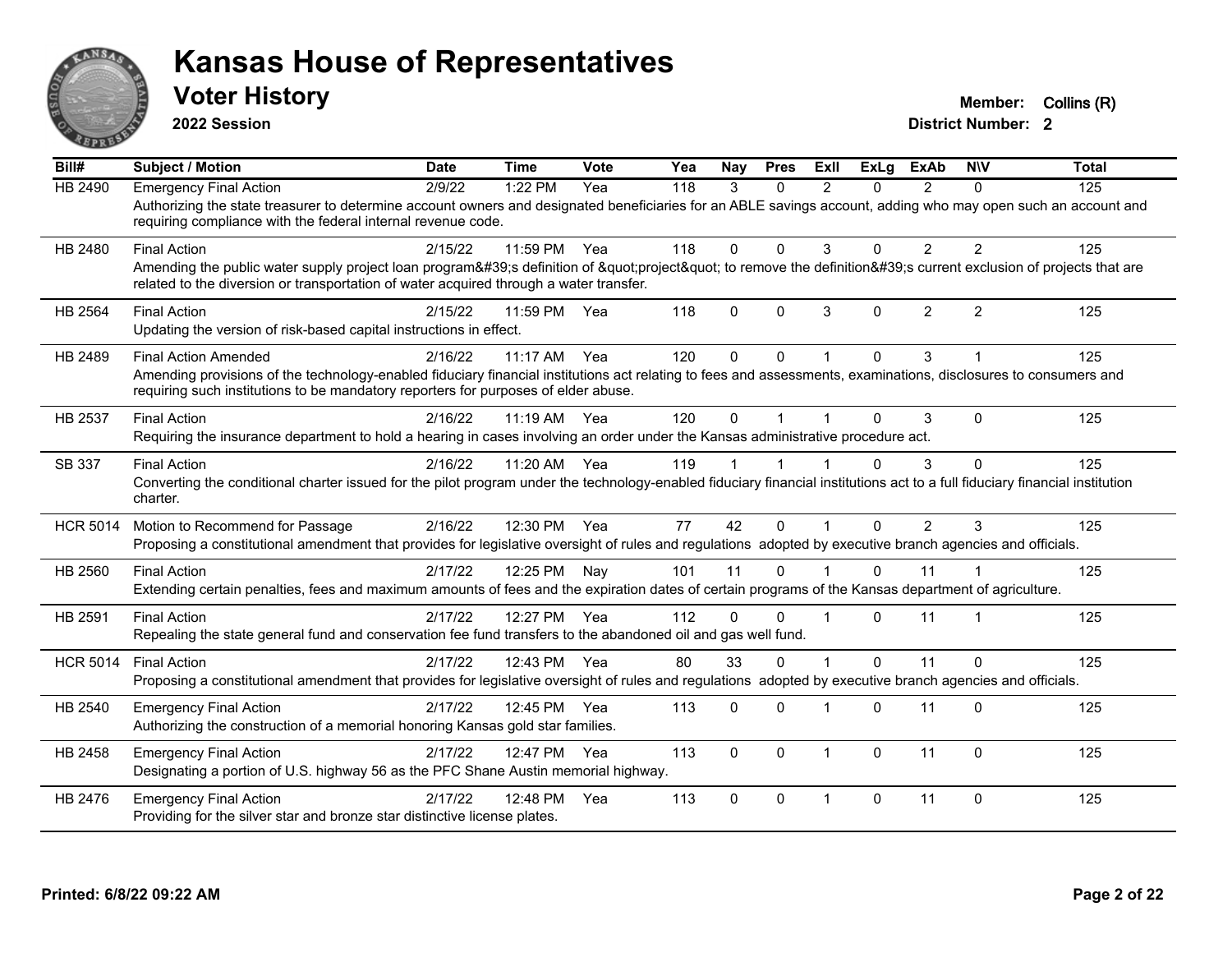# Kansas House of Representatives

## Voter History

**2022 Session**

**Member:** Collins (R)
**District Number:** 2

| Bill# | Subject / Motion | Date | Time | Vote | Yea | Nay | Pres | ExII | ExLg | ExAb | N\V | Total |
|---|---|---|---|---|---|---|---|---|---|---|---|---|
| HB 2490 | Emergency Final Action | 2/9/22 | 1:22 PM | Yea | 118 | 3 | 0 | 2 | 0 | 2 | 0 | 125 |
| | Authorizing the state treasurer to determine account owners and designated beneficiaries for an ABLE savings account, adding who may open such an account and requiring compliance with the federal internal revenue code. | | | | | | | | | | | |
| HB 2480 | Final Action | 2/15/22 | 11:59 PM | Yea | 118 | 0 | 0 | 3 | 0 | 2 | 2 | 125 |
| | Amending the public water supply project loan program&#39;s definition of &quot;project&quot; to remove the definition&#39;s current exclusion of projects that are related to the diversion or transportation of water acquired through a water transfer. | | | | | | | | | | | |
| HB 2564 | Final Action | 2/15/22 | 11:59 PM | Yea | 118 | 0 | 0 | 3 | 0 | 2 | 2 | 125 |
| | Updating the version of risk-based capital instructions in effect. | | | | | | | | | | | |
| HB 2489 | Final Action Amended | 2/16/22 | 11:17 AM | Yea | 120 | 0 | 0 | 1 | 0 | 3 | 1 | 125 |
| | Amending provisions of the technology-enabled fiduciary financial institutions act relating to fees and assessments, examinations, disclosures to consumers and requiring such institutions to be mandatory reporters for purposes of elder abuse. | | | | | | | | | | | |
| HB 2537 | Final Action | 2/16/22 | 11:19 AM | Yea | 120 | 0 | 1 | 1 | 0 | 3 | 0 | 125 |
| | Requiring the insurance department to hold a hearing in cases involving an order under the Kansas administrative procedure act. | | | | | | | | | | | |
| SB 337 | Final Action | 2/16/22 | 11:20 AM | Yea | 119 | 1 | 1 | 1 | 0 | 3 | 0 | 125 |
| | Converting the conditional charter issued for the pilot program under the technology-enabled fiduciary financial institutions act to a full fiduciary financial institution charter. | | | | | | | | | | | |
| HCR 5014 | Motion to Recommend for Passage | 2/16/22 | 12:30 PM | Yea | 77 | 42 | 0 | 1 | 0 | 2 | 3 | 125 |
| | Proposing a constitutional amendment that provides for legislative oversight of rules and regulations adopted by executive branch agencies and officials. | | | | | | | | | | | |
| HB 2560 | Final Action | 2/17/22 | 12:25 PM | Nay | 101 | 11 | 0 | 1 | 0 | 11 | 1 | 125 |
| | Extending certain penalties, fees and maximum amounts of fees and the expiration dates of certain programs of the Kansas department of agriculture. | | | | | | | | | | | |
| HB 2591 | Final Action | 2/17/22 | 12:27 PM | Yea | 112 | 0 | 0 | 1 | 0 | 11 | 1 | 125 |
| | Repealing the state general fund and conservation fee fund transfers to the abandoned oil and gas well fund. | | | | | | | | | | | |
| HCR 5014 | Final Action | 2/17/22 | 12:43 PM | Yea | 80 | 33 | 0 | 1 | 0 | 11 | 0 | 125 |
| | Proposing a constitutional amendment that provides for legislative oversight of rules and regulations adopted by executive branch agencies and officials. | | | | | | | | | | | |
| HB 2540 | Emergency Final Action | 2/17/22 | 12:45 PM | Yea | 113 | 0 | 0 | 1 | 0 | 11 | 0 | 125 |
| | Authorizing the construction of a memorial honoring Kansas gold star families. | | | | | | | | | | | |
| HB 2458 | Emergency Final Action | 2/17/22 | 12:47 PM | Yea | 113 | 0 | 0 | 1 | 0 | 11 | 0 | 125 |
| | Designating a portion of U.S. highway 56 as the PFC Shane Austin memorial highway. | | | | | | | | | | | |
| HB 2476 | Emergency Final Action | 2/17/22 | 12:48 PM | Yea | 113 | 0 | 0 | 1 | 0 | 11 | 0 | 125 |
| | Providing for the silver star and bronze star distinctive license plates. | | | | | | | | | | | |

**Printed: 6/8/22 09:22 AM**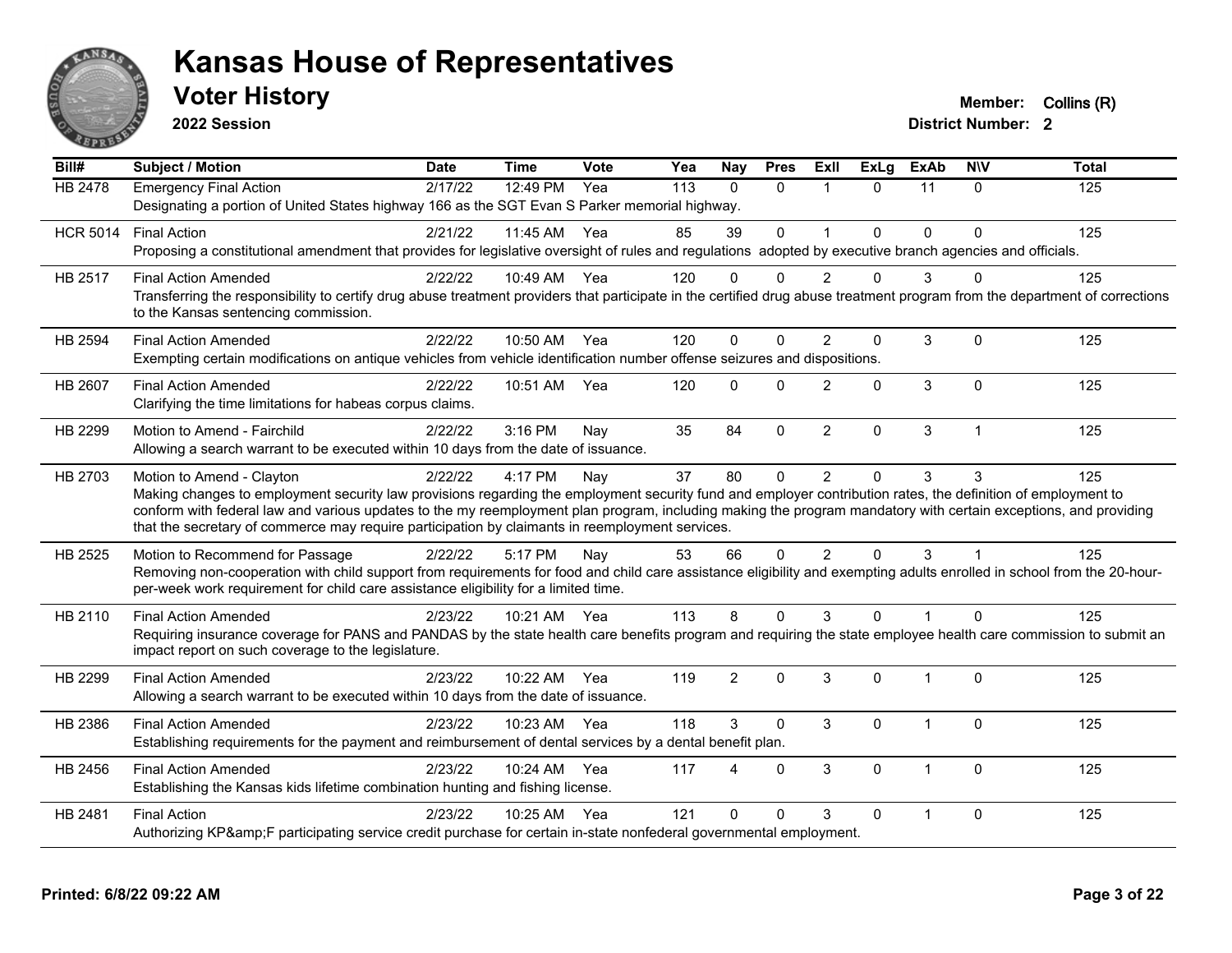# Kansas House of Representatives

## Voter History

**2022 Session**

**Member:** Collins (R)
**District Number:** 2

| Bill# | Subject / Motion | Date | Time | Vote | Yea | Nay | Pres | ExII | ExLg | ExAb | N\V | Total |
|---|---|---|---|---|---|---|---|---|---|---|---|---|
| HB 2478 | Emergency Final Action | 2/17/22 | 12:49 PM | Yea | 113 | 0 | 0 | 1 | 0 | 11 | 0 | 125 |
| | Designating a portion of United States highway 166 as the SGT Evan S Parker memorial highway. | | | | | | | | | | | |
| HCR 5014 | Final Action | 2/21/22 | 11:45 AM | Yea | 85 | 39 | 0 | 1 | 0 | 0 | 0 | 125 |
| | Proposing a constitutional amendment that provides for legislative oversight of rules and regulations adopted by executive branch agencies and officials. | | | | | | | | | | | |
| HB 2517 | Final Action Amended | 2/22/22 | 10:49 AM | Yea | 120 | 0 | 0 | 2 | 0 | 3 | 0 | 125 |
| | Transferring the responsibility to certify drug abuse treatment providers that participate in the certified drug abuse treatment program from the department of corrections to the Kansas sentencing commission. | | | | | | | | | | | |
| HB 2594 | Final Action Amended | 2/22/22 | 10:50 AM | Yea | 120 | 0 | 0 | 2 | 0 | 3 | 0 | 125 |
| | Exempting certain modifications on antique vehicles from vehicle identification number offense seizures and dispositions. | | | | | | | | | | | |
| HB 2607 | Final Action Amended | 2/22/22 | 10:51 AM | Yea | 120 | 0 | 0 | 2 | 0 | 3 | 0 | 125 |
| | Clarifying the time limitations for habeas corpus claims. | | | | | | | | | | | |
| HB 2299 | Motion to Amend - Fairchild | 2/22/22 | 3:16 PM | Nay | 35 | 84 | 0 | 2 | 0 | 3 | 1 | 125 |
| | Allowing a search warrant to be executed within 10 days from the date of issuance. | | | | | | | | | | | |
| HB 2703 | Motion to Amend - Clayton | 2/22/22 | 4:17 PM | Nay | 37 | 80 | 0 | 2 | 0 | 3 | 3 | 125 |
| | Making changes to employment security law provisions regarding the employment security fund and employer contribution rates, the definition of employment to conform with federal law and various updates to the my reemployment plan program, including making the program mandatory with certain exceptions, and providing that the secretary of commerce may require participation by claimants in reemployment services. | | | | | | | | | | | |
| HB 2525 | Motion to Recommend for Passage | 2/22/22 | 5:17 PM | Nay | 53 | 66 | 0 | 2 | 0 | 3 | 1 | 125 |
| | Removing non-cooperation with child support from requirements for food and child care assistance eligibility and exempting adults enrolled in school from the 20-hour-per-week work requirement for child care assistance eligibility for a limited time. | | | | | | | | | | | |
| HB 2110 | Final Action Amended | 2/23/22 | 10:21 AM | Yea | 113 | 8 | 0 | 3 | 0 | 1 | 0 | 125 |
| | Requiring insurance coverage for PANS and PANDAS by the state health care benefits program and requiring the state employee health care commission to submit an impact report on such coverage to the legislature. | | | | | | | | | | | |
| HB 2299 | Final Action Amended | 2/23/22 | 10:22 AM | Yea | 119 | 2 | 0 | 3 | 0 | 1 | 0 | 125 |
| | Allowing a search warrant to be executed within 10 days from the date of issuance. | | | | | | | | | | | |
| HB 2386 | Final Action Amended | 2/23/22 | 10:23 AM | Yea | 118 | 3 | 0 | 3 | 0 | 1 | 0 | 125 |
| | Establishing requirements for the payment and reimbursement of dental services by a dental benefit plan. | | | | | | | | | | | |
| HB 2456 | Final Action Amended | 2/23/22 | 10:24 AM | Yea | 117 | 4 | 0 | 3 | 0 | 1 | 0 | 125 |
| | Establishing the Kansas kids lifetime combination hunting and fishing license. | | | | | | | | | | | |
| HB 2481 | Final Action | 2/23/22 | 10:25 AM | Yea | 121 | 0 | 0 | 3 | 0 | 1 | 0 | 125 |
| | Authorizing KP&amp;F participating service credit purchase for certain in-state nonfederal governmental employment. | | | | | | | | | | | |

**Printed: 6/8/22 09:22 AM**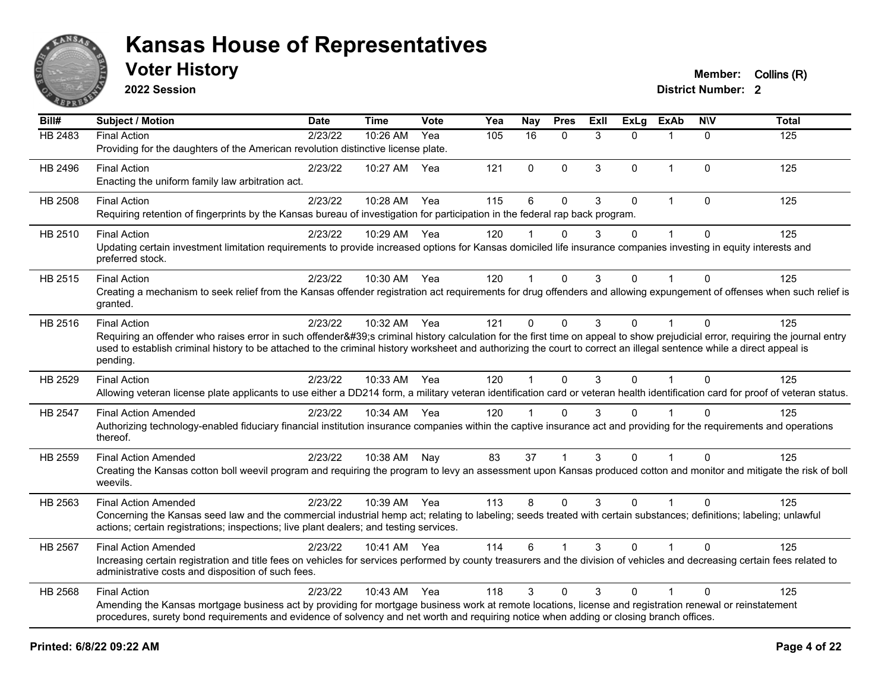# Kansas House of Representatives

## Voter History

**2022 Session**

**Member:** Collins (R)
**District Number:** 2

| Bill# | Subject / Motion | Date | Time | Vote | Yea | Nay | Pres | ExII | ExLg | ExAb | N\V | Total |
|---|---|---|---|---|---|---|---|---|---|---|---|---|
| HB 2483 | Final Action | 2/23/22 | 10:26 AM | Yea | 105 | 16 | 0 | 3 | 0 | 1 | 0 | 125 |
| | Providing for the daughters of the American revolution distinctive license plate. | | | | | | | | | | | |
| HB 2496 | Final Action | 2/23/22 | 10:27 AM | Yea | 121 | 0 | 0 | 3 | 0 | 1 | 0 | 125 |
| | Enacting the uniform family law arbitration act. | | | | | | | | | | | |
| HB 2508 | Final Action | 2/23/22 | 10:28 AM | Yea | 115 | 6 | 0 | 3 | 0 | 1 | 0 | 125 |
| | Requiring retention of fingerprints by the Kansas bureau of investigation for participation in the federal rap back program. | | | | | | | | | | | |
| HB 2510 | Final Action | 2/23/22 | 10:29 AM | Yea | 120 | 1 | 0 | 3 | 0 | 1 | 0 | 125 |
| | Updating certain investment limitation requirements to provide increased options for Kansas domiciled life insurance companies investing in equity interests and preferred stock. | | | | | | | | | | | |
| HB 2515 | Final Action | 2/23/22 | 10:30 AM | Yea | 120 | 1 | 0 | 3 | 0 | 1 | 0 | 125 |
| | Creating a mechanism to seek relief from the Kansas offender registration act requirements for drug offenders and allowing expungement of offenses when such relief is granted. | | | | | | | | | | | |
| HB 2516 | Final Action | 2/23/22 | 10:32 AM | Yea | 121 | 0 | 0 | 3 | 0 | 1 | 0 | 125 |
| | Requiring an offender who raises error in such offender&#39;s criminal history calculation for the first time on appeal to show prejudicial error, requiring the journal entry used to establish criminal history to be attached to the criminal history worksheet and authorizing the court to correct an illegal sentence while a direct appeal is pending. | | | | | | | | | | | |
| HB 2529 | Final Action | 2/23/22 | 10:33 AM | Yea | 120 | 1 | 0 | 3 | 0 | 1 | 0 | 125 |
| | Allowing veteran license plate applicants to use either a DD214 form, a military veteran identification card or veteran health identification card for proof of veteran status. | | | | | | | | | | | |
| HB 2547 | Final Action Amended | 2/23/22 | 10:34 AM | Yea | 120 | 1 | 0 | 3 | 0 | 1 | 0 | 125 |
| | Authorizing technology-enabled fiduciary financial institution insurance companies within the captive insurance act and providing for the requirements and operations thereof. | | | | | | | | | | | |
| HB 2559 | Final Action Amended | 2/23/22 | 10:38 AM | Nay | 83 | 37 | 1 | 3 | 0 | 1 | 0 | 125 |
| | Creating the Kansas cotton boll weevil program and requiring the program to levy an assessment upon Kansas produced cotton and monitor and mitigate the risk of boll weevils. | | | | | | | | | | | |
| HB 2563 | Final Action Amended | 2/23/22 | 10:39 AM | Yea | 113 | 8 | 0 | 3 | 0 | 1 | 0 | 125 |
| | Concerning the Kansas seed law and the commercial industrial hemp act; relating to labeling; seeds treated with certain substances; definitions; labeling; unlawful actions; certain registrations; inspections; live plant dealers; and testing services. | | | | | | | | | | | |
| HB 2567 | Final Action Amended | 2/23/22 | 10:41 AM | Yea | 114 | 6 | 1 | 3 | 0 | 1 | 0 | 125 |
| | Increasing certain registration and title fees on vehicles for services performed by county treasurers and the division of vehicles and decreasing certain fees related to administrative costs and disposition of such fees. | | | | | | | | | | | |
| HB 2568 | Final Action | 2/23/22 | 10:43 AM | Yea | 118 | 3 | 0 | 3 | 0 | 1 | 0 | 125 |
| | Amending the Kansas mortgage business act by providing for mortgage business work at remote locations, license and registration renewal or reinstatement procedures, surety bond requirements and evidence of solvency and net worth and requiring notice when adding or closing branch offices. | | | | | | | | | | | |

**Printed: 6/8/22 09:22 AM**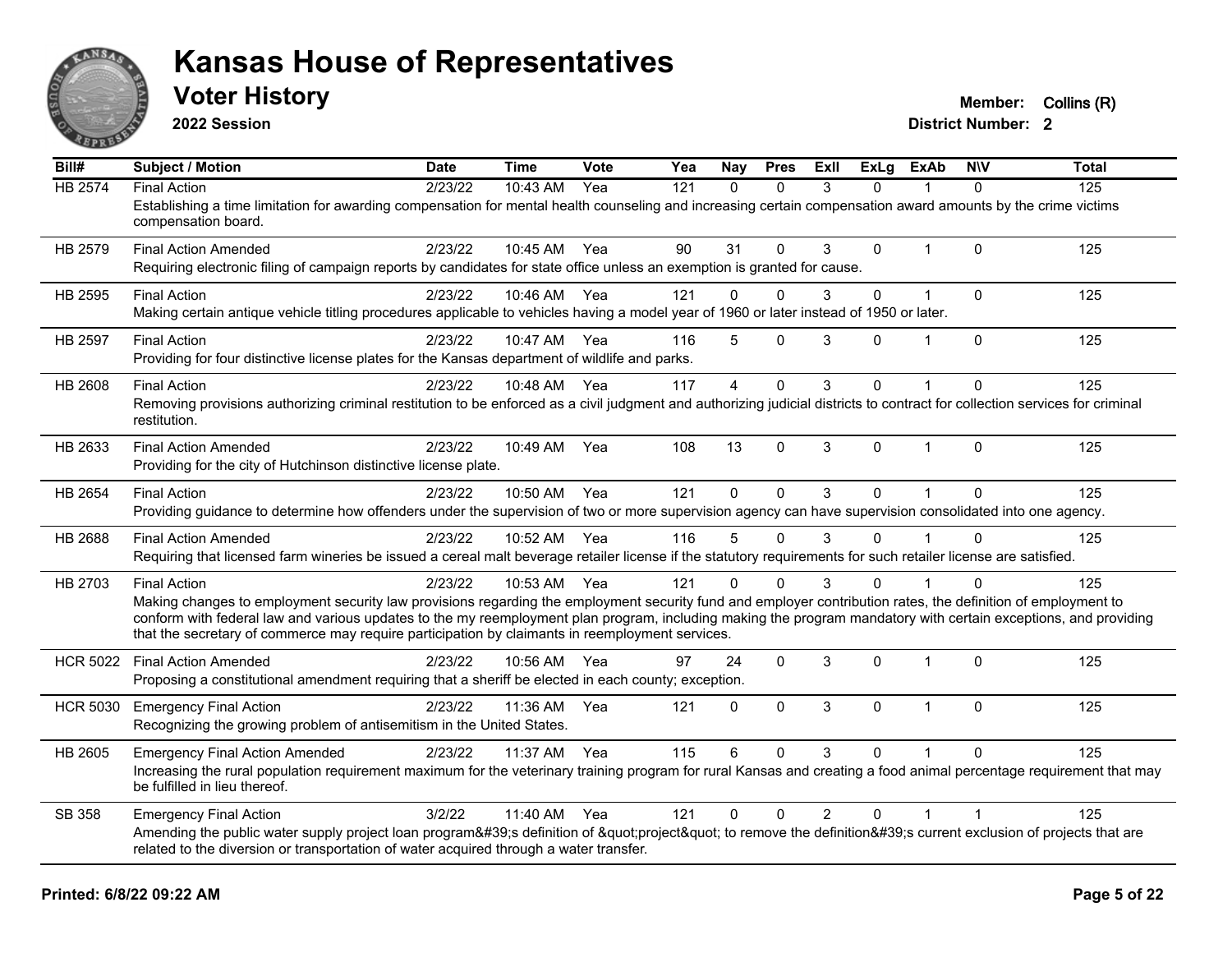# Kansas House of Representatives

## Voter History

**2022 Session**

**Member:** Collins (R)
**District Number:** 2

| Bill# | Subject / Motion | Date | Time | Vote | Yea | Nay | Pres | ExII | ExLg | ExAb | N\V | Total |
|---|---|---|---|---|---|---|---|---|---|---|---|---|
| HB 2574 | Final Action | 2/23/22 | 10:43 AM | Yea | 121 | 0 | 0 | 3 | 0 | 1 | 0 | 125 |
| | Establishing a time limitation for awarding compensation for mental health counseling and increasing certain compensation award amounts by the crime victims compensation board. | | | | | | | | | | | |
| HB 2579 | Final Action Amended | 2/23/22 | 10:45 AM | Yea | 90 | 31 | 0 | 3 | 0 | 1 | 0 | 125 |
| | Requiring electronic filing of campaign reports by candidates for state office unless an exemption is granted for cause. | | | | | | | | | | | |
| HB 2595 | Final Action | 2/23/22 | 10:46 AM | Yea | 121 | 0 | 0 | 3 | 0 | 1 | 0 | 125 |
| | Making certain antique vehicle titling procedures applicable to vehicles having a model year of 1960 or later instead of 1950 or later. | | | | | | | | | | | |
| HB 2597 | Final Action | 2/23/22 | 10:47 AM | Yea | 116 | 5 | 0 | 3 | 0 | 1 | 0 | 125 |
| | Providing for four distinctive license plates for the Kansas department of wildlife and parks. | | | | | | | | | | | |
| HB 2608 | Final Action | 2/23/22 | 10:48 AM | Yea | 117 | 4 | 0 | 3 | 0 | 1 | 0 | 125 |
| | Removing provisions authorizing criminal restitution to be enforced as a civil judgment and authorizing judicial districts to contract for collection services for criminal restitution. | | | | | | | | | | | |
| HB 2633 | Final Action Amended | 2/23/22 | 10:49 AM | Yea | 108 | 13 | 0 | 3 | 0 | 1 | 0 | 125 |
| | Providing for the city of Hutchinson distinctive license plate. | | | | | | | | | | | |
| HB 2654 | Final Action | 2/23/22 | 10:50 AM | Yea | 121 | 0 | 0 | 3 | 0 | 1 | 0 | 125 |
| | Providing guidance to determine how offenders under the supervision of two or more supervision agency can have supervision consolidated into one agency. | | | | | | | | | | | |
| HB 2688 | Final Action Amended | 2/23/22 | 10:52 AM | Yea | 116 | 5 | 0 | 3 | 0 | 1 | 0 | 125 |
| | Requiring that licensed farm wineries be issued a cereal malt beverage retailer license if the statutory requirements for such retailer license are satisfied. | | | | | | | | | | | |
| HB 2703 | Final Action | 2/23/22 | 10:53 AM | Yea | 121 | 0 | 0 | 3 | 0 | 1 | 0 | 125 |
| | Making changes to employment security law provisions regarding the employment security fund and employer contribution rates, the definition of employment to conform with federal law and various updates to the my reemployment plan program, including making the program mandatory with certain exceptions, and providing that the secretary of commerce may require participation by claimants in reemployment services. | | | | | | | | | | | |
| HCR 5022 | Final Action Amended | 2/23/22 | 10:56 AM | Yea | 97 | 24 | 0 | 3 | 0 | 1 | 0 | 125 |
| | Proposing a constitutional amendment requiring that a sheriff be elected in each county; exception. | | | | | | | | | | | |
| HCR 5030 | Emergency Final Action | 2/23/22 | 11:36 AM | Yea | 121 | 0 | 0 | 3 | 0 | 1 | 0 | 125 |
| | Recognizing the growing problem of antisemitism in the United States. | | | | | | | | | | | |
| HB 2605 | Emergency Final Action Amended | 2/23/22 | 11:37 AM | Yea | 115 | 6 | 0 | 3 | 0 | 1 | 0 | 125 |
| | Increasing the rural population requirement maximum for the veterinary training program for rural Kansas and creating a food animal percentage requirement that may be fulfilled in lieu thereof. | | | | | | | | | | | |
| SB 358 | Emergency Final Action | 3/2/22 | 11:40 AM | Yea | 121 | 0 | 0 | 2 | 0 | 1 | 1 | 125 |
| | Amending the public water supply project loan program&#39;s definition of &quot;project&quot; to remove the definition&#39;s current exclusion of projects that are related to the diversion or transportation of water acquired through a water transfer. | | | | | | | | | | | |

**Printed: 6/8/22 09:22 AM**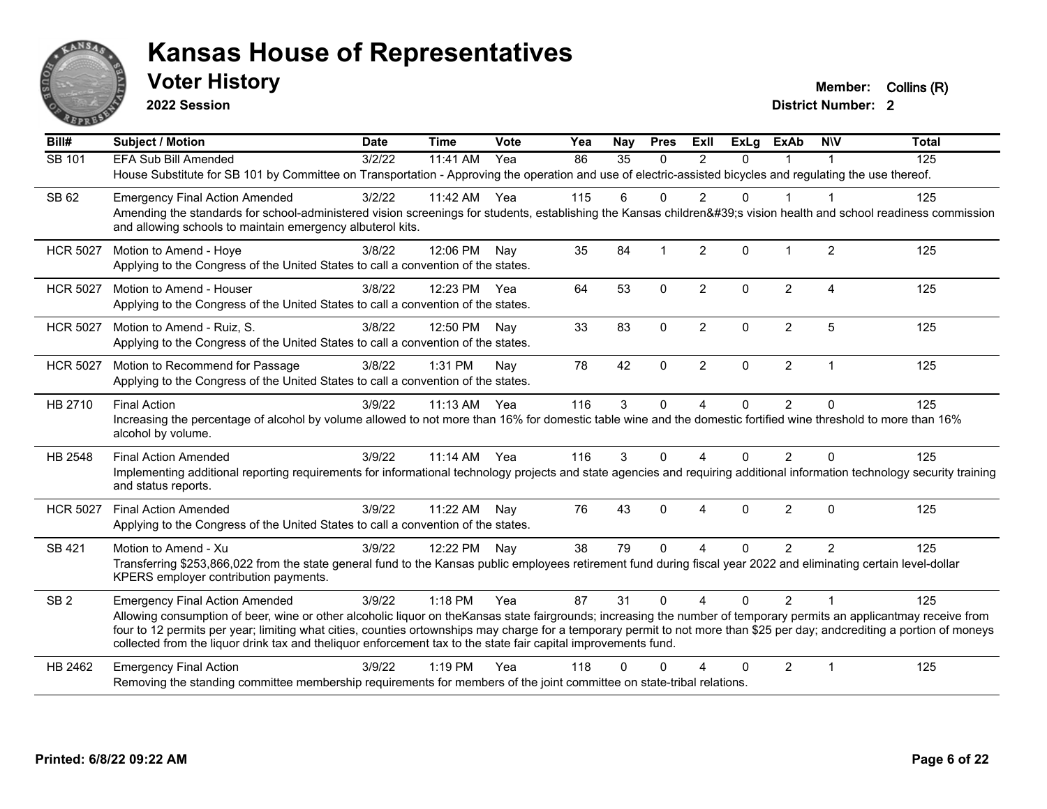# Kansas House of Representatives

## Voter History

**2022 Session**

**Member:** Collins (R)
**District Number:** 2

| Bill# | Subject / Motion | Date | Time | Vote | Yea | Nay | Pres | ExII | ExLg | ExAb | N\V | Total |
|---|---|---|---|---|---|---|---|---|---|---|---|---|
| SB 101 | EFA Sub Bill Amended | 3/2/22 | 11:41 AM | Yea | 86 | 35 | 0 | 2 | 0 | 1 | 1 | 125 |
| | House Substitute for SB 101 by Committee on Transportation - Approving the operation and use of electric-assisted bicycles and regulating the use thereof. | | | | | | | | | | | |
| SB 62 | Emergency Final Action Amended | 3/2/22 | 11:42 AM | Yea | 115 | 6 | 0 | 2 | 0 | 1 | 1 | 125 |
| | Amending the standards for school-administered vision screenings for students, establishing the Kansas children&#39;s vision health and school readiness commission and allowing schools to maintain emergency albuterol kits. | | | | | | | | | | | |
| HCR 5027 | Motion to Amend - Hoye | 3/8/22 | 12:06 PM | Nay | 35 | 84 | 1 | 2 | 0 | 1 | 2 | 125 |
| | Applying to the Congress of the United States to call a convention of the states. | | | | | | | | | | | |
| HCR 5027 | Motion to Amend - Houser | 3/8/22 | 12:23 PM | Yea | 64 | 53 | 0 | 2 | 0 | 2 | 4 | 125 |
| | Applying to the Congress of the United States to call a convention of the states. | | | | | | | | | | | |
| HCR 5027 | Motion to Amend - Ruiz, S. | 3/8/22 | 12:50 PM | Nay | 33 | 83 | 0 | 2 | 0 | 2 | 5 | 125 |
| | Applying to the Congress of the United States to call a convention of the states. | | | | | | | | | | | |
| HCR 5027 | Motion to Recommend for Passage | 3/8/22 | 1:31 PM | Nay | 78 | 42 | 0 | 2 | 0 | 2 | 1 | 125 |
| | Applying to the Congress of the United States to call a convention of the states. | | | | | | | | | | | |
| HB 2710 | Final Action | 3/9/22 | 11:13 AM | Yea | 116 | 3 | 0 | 4 | 0 | 2 | 0 | 125 |
| | Increasing the percentage of alcohol by volume allowed to not more than 16% for domestic table wine and the domestic fortified wine threshold to more than 16% alcohol by volume. | | | | | | | | | | | |
| HB 2548 | Final Action Amended | 3/9/22 | 11:14 AM | Yea | 116 | 3 | 0 | 4 | 0 | 2 | 0 | 125 |
| | Implementing additional reporting requirements for informational technology projects and state agencies and requiring additional information technology security training and status reports. | | | | | | | | | | | |
| HCR 5027 | Final Action Amended | 3/9/22 | 11:22 AM | Nay | 76 | 43 | 0 | 4 | 0 | 2 | 0 | 125 |
| | Applying to the Congress of the United States to call a convention of the states. | | | | | | | | | | | |
| SB 421 | Motion to Amend - Xu | 3/9/22 | 12:22 PM | Nay | 38 | 79 | 0 | 4 | 0 | 2 | 2 | 125 |
| | Transferring $253,866,022 from the state general fund to the Kansas public employees retirement fund during fiscal year 2022 and eliminating certain level-dollar KPERS employer contribution payments. | | | | | | | | | | | |
| SB 2 | Emergency Final Action Amended | 3/9/22 | 1:18 PM | Yea | 87 | 31 | 0 | 4 | 0 | 2 | 1 | 125 |
| | Allowing consumption of beer, wine or other alcoholic liquor on theKansas state fairgrounds; increasing the number of temporary permits an applicantmay receive from four to 12 permits per year; limiting what cities, counties ortownships may charge for a temporary permit to not more than $25 per day; andcrediting a portion of moneys collected from the liquor drink tax and theliquor enforcement tax to the state fair capital improvements fund. | | | | | | | | | | | |
| HB 2462 | Emergency Final Action | 3/9/22 | 1:19 PM | Yea | 118 | 0 | 0 | 4 | 0 | 2 | 1 | 125 |
| | Removing the standing committee membership requirements for members of the joint committee on state-tribal relations. | | | | | | | | | | | |

**Printed: 6/8/22 09:22 AM**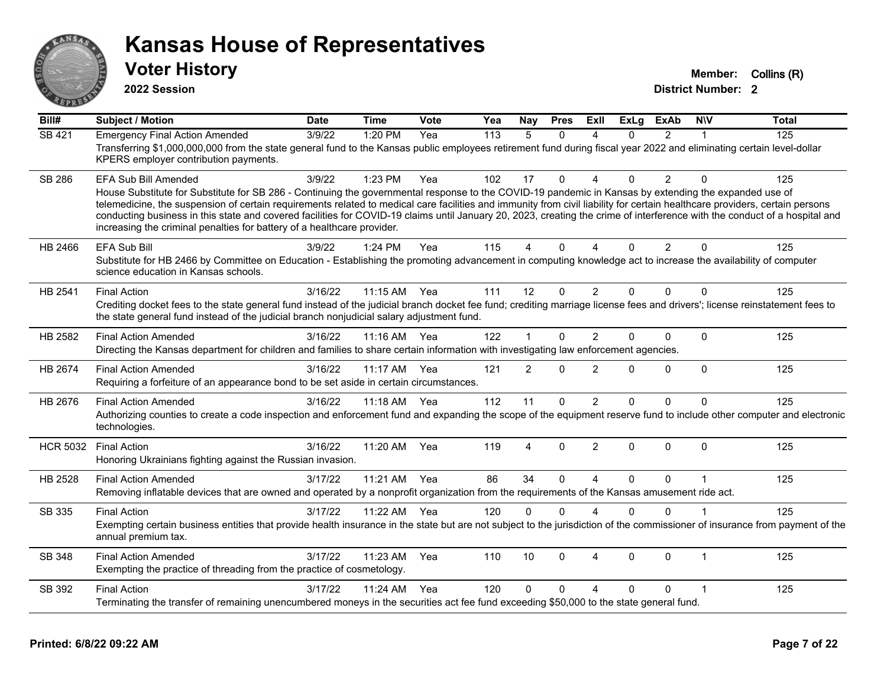# Kansas House of Representatives

## Voter History

**2022 Session**

**Member:** Collins (R)
**District Number:** 2

| Bill# | Subject / Motion | Date | Time | Vote | Yea | Nay | Pres | ExII | ExLg | ExAb | N\V | Total |
|---|---|---|---|---|---|---|---|---|---|---|---|---|
| SB 421 | Emergency Final Action Amended | 3/9/22 | 1:20 PM | Yea | 113 | 5 | 0 | 4 | 0 | 2 | 1 | 125 |
| | Transferring $1,000,000,000 from the state general fund to the Kansas public employees retirement fund during fiscal year 2022 and eliminating certain level-dollar KPERS employer contribution payments. | | | | | | | | | | | |
| SB 286 | EFA Sub Bill Amended | 3/9/22 | 1:23 PM | Yea | 102 | 17 | 0 | 4 | 0 | 2 | 0 | 125 |
| | House Substitute for Substitute for SB 286 - Continuing the governmental response to the COVID-19 pandemic in Kansas by extending the expanded use of telemedicine, the suspension of certain requirements related to medical care facilities and immunity from civil liability for certain healthcare providers, certain persons conducting business in this state and covered facilities for COVID-19 claims until January 20, 2023, creating the crime of interference with the conduct of a hospital and increasing the criminal penalties for battery of a healthcare provider. | | | | | | | | | | | |
| HB 2466 | EFA Sub Bill | 3/9/22 | 1:24 PM | Yea | 115 | 4 | 0 | 4 | 0 | 2 | 0 | 125 |
| | Substitute for HB 2466 by Committee on Education - Establishing the promoting advancement in computing knowledge act to increase the availability of computer science education in Kansas schools. | | | | | | | | | | | |
| HB 2541 | Final Action | 3/16/22 | 11:15 AM | Yea | 111 | 12 | 0 | 2 | 0 | 0 | 0 | 125 |
| | Crediting docket fees to the state general fund instead of the judicial branch docket fee fund; crediting marriage license fees and drivers'; license reinstatement fees to the state general fund instead of the judicial branch nonjudicial salary adjustment fund. | | | | | | | | | | | |
| HB 2582 | Final Action Amended | 3/16/22 | 11:16 AM | Yea | 122 | 1 | 0 | 2 | 0 | 0 | 0 | 125 |
| | Directing the Kansas department for children and families to share certain information with investigating law enforcement agencies. | | | | | | | | | | | |
| HB 2674 | Final Action Amended | 3/16/22 | 11:17 AM | Yea | 121 | 2 | 0 | 2 | 0 | 0 | 0 | 125 |
| | Requiring a forfeiture of an appearance bond to be set aside in certain circumstances. | | | | | | | | | | | |
| HB 2676 | Final Action Amended | 3/16/22 | 11:18 AM | Yea | 112 | 11 | 0 | 2 | 0 | 0 | 0 | 125 |
| | Authorizing counties to create a code inspection and enforcement fund and expanding the scope of the equipment reserve fund to include other computer and electronic technologies. | | | | | | | | | | | |
| HCR 5032 | Final Action | 3/16/22 | 11:20 AM | Yea | 119 | 4 | 0 | 2 | 0 | 0 | 0 | 125 |
| | Honoring Ukrainians fighting against the Russian invasion. | | | | | | | | | | | |
| HB 2528 | Final Action Amended | 3/17/22 | 11:21 AM | Yea | 86 | 34 | 0 | 4 | 0 | 0 | 1 | 125 |
| | Removing inflatable devices that are owned and operated by a nonprofit organization from the requirements of the Kansas amusement ride act. | | | | | | | | | | | |
| SB 335 | Final Action | 3/17/22 | 11:22 AM | Yea | 120 | 0 | 0 | 4 | 0 | 0 | 1 | 125 |
| | Exempting certain business entities that provide health insurance in the state but are not subject to the jurisdiction of the commissioner of insurance from payment of the annual premium tax. | | | | | | | | | | | |
| SB 348 | Final Action Amended | 3/17/22 | 11:23 AM | Yea | 110 | 10 | 0 | 4 | 0 | 0 | 1 | 125 |
| | Exempting the practice of threading from the practice of cosmetology. | | | | | | | | | | | |
| SB 392 | Final Action | 3/17/22 | 11:24 AM | Yea | 120 | 0 | 0 | 4 | 0 | 0 | 1 | 125 |
| | Terminating the transfer of remaining unencumbered moneys in the securities act fee fund exceeding $50,000 to the state general fund. | | | | | | | | | | | |

**Printed: 6/8/22 09:22 AM**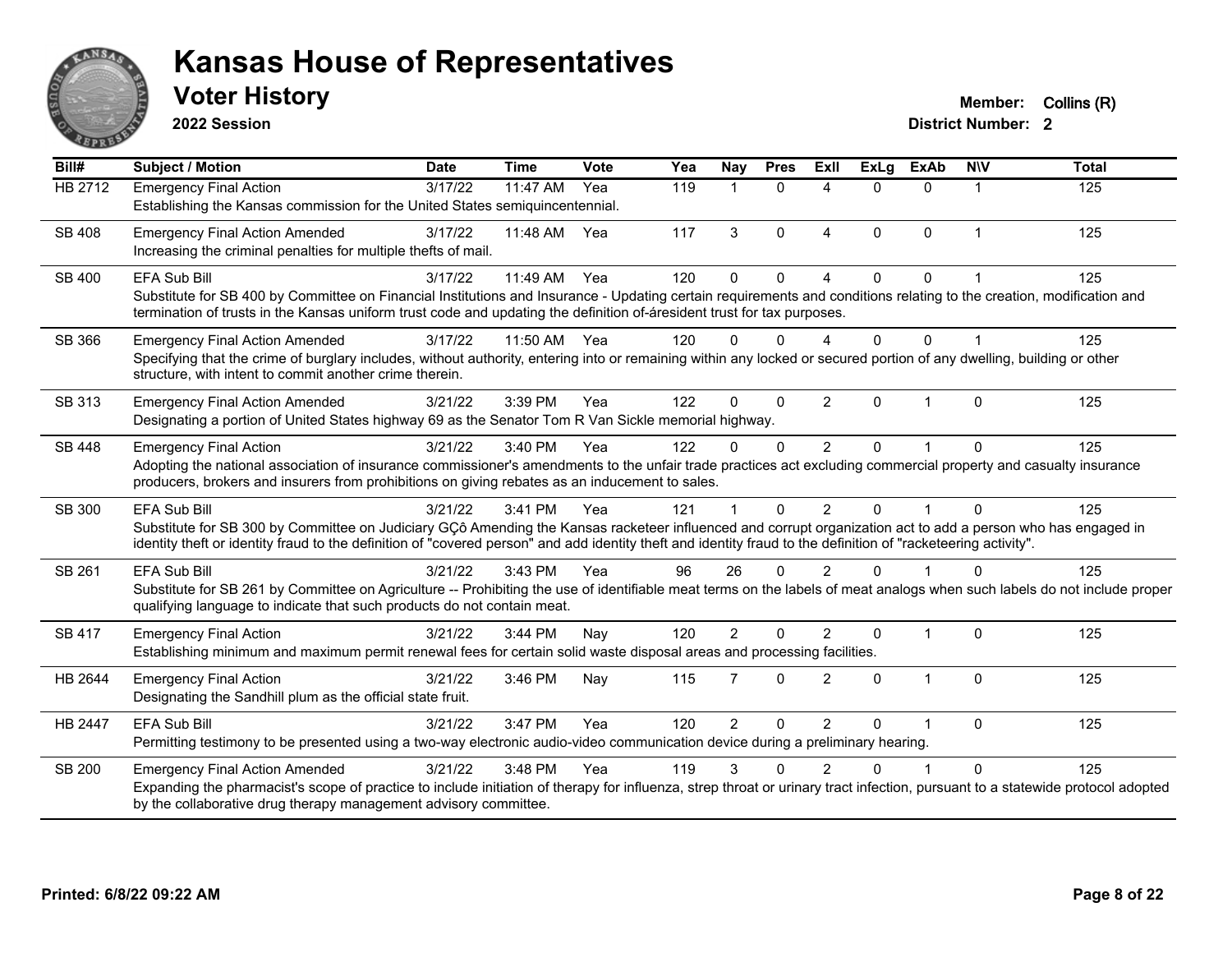# Kansas House of Representatives

## Voter History

**2022 Session**

**Member:** Collins (R)
**District Number:** 2

| Bill# | Subject / Motion | Date | Time | Vote | Yea | Nay | Pres | ExII | ExLg | ExAb | N\V | Total |
|---|---|---|---|---|---|---|---|---|---|---|---|---|
| HB 2712 | Emergency Final Action | 3/17/22 | 11:47 AM | Yea | 119 | 1 | 0 | 4 | 0 | 0 | 1 | 125 |
| | Establishing the Kansas commission for the United States semiquincentennial. | | | | | | | | | | | |
| SB 408 | Emergency Final Action Amended | 3/17/22 | 11:48 AM | Yea | 117 | 3 | 0 | 4 | 0 | 0 | 1 | 125 |
| | Increasing the criminal penalties for multiple thefts of mail. | | | | | | | | | | | |
| SB 400 | EFA Sub Bill | 3/17/22 | 11:49 AM | Yea | 120 | 0 | 0 | 4 | 0 | 0 | 1 | 125 |
| | Substitute for SB 400 by Committee on Financial Institutions and Insurance - Updating certain requirements and conditions relating to the creation, modification and termination of trusts in the Kansas uniform trust code and updating the definition of-áresident trust for tax purposes. | | | | | | | | | | | |
| SB 366 | Emergency Final Action Amended | 3/17/22 | 11:50 AM | Yea | 120 | 0 | 0 | 4 | 0 | 0 | 1 | 125 |
| | Specifying that the crime of burglary includes, without authority, entering into or remaining within any locked or secured portion of any dwelling, building or other structure, with intent to commit another crime therein. | | | | | | | | | | | |
| SB 313 | Emergency Final Action Amended | 3/21/22 | 3:39 PM | Yea | 122 | 0 | 0 | 2 | 0 | 1 | 0 | 125 |
| | Designating a portion of United States highway 69 as the Senator Tom R Van Sickle memorial highway. | | | | | | | | | | | |
| SB 448 | Emergency Final Action | 3/21/22 | 3:40 PM | Yea | 122 | 0 | 0 | 2 | 0 | 1 | 0 | 125 |
| | Adopting the national association of insurance commissioner's amendments to the unfair trade practices act excluding commercial property and casualty insurance producers, brokers and insurers from prohibitions on giving rebates as an inducement to sales. | | | | | | | | | | | |
| SB 300 | EFA Sub Bill | 3/21/22 | 3:41 PM | Yea | 121 | 1 | 0 | 2 | 0 | 1 | 0 | 125 |
| | Substitute for SB 300 by Committee on Judiciary GÇô Amending the Kansas racketeer influenced and corrupt organization act to add a person who has engaged in identity theft or identity fraud to the definition of "covered person" and add identity theft and identity fraud to the definition of "racketeering activity". | | | | | | | | | | | |
| SB 261 | EFA Sub Bill | 3/21/22 | 3:43 PM | Yea | 96 | 26 | 0 | 2 | 0 | 1 | 0 | 125 |
| | Substitute for SB 261 by Committee on Agriculture -- Prohibiting the use of identifiable meat terms on the labels of meat analogs when such labels do not include proper qualifying language to indicate that such products do not contain meat. | | | | | | | | | | | |
| SB 417 | Emergency Final Action | 3/21/22 | 3:44 PM | Nay | 120 | 2 | 0 | 2 | 0 | 1 | 0 | 125 |
| | Establishing minimum and maximum permit renewal fees for certain solid waste disposal areas and processing facilities. | | | | | | | | | | | |
| HB 2644 | Emergency Final Action | 3/21/22 | 3:46 PM | Nay | 115 | 7 | 0 | 2 | 0 | 1 | 0 | 125 |
| | Designating the Sandhill plum as the official state fruit. | | | | | | | | | | | |
| HB 2447 | EFA Sub Bill | 3/21/22 | 3:47 PM | Yea | 120 | 2 | 0 | 2 | 0 | 1 | 0 | 125 |
| | Permitting testimony to be presented using a two-way electronic audio-video communication device during a preliminary hearing. | | | | | | | | | | | |
| SB 200 | Emergency Final Action Amended | 3/21/22 | 3:48 PM | Yea | 119 | 3 | 0 | 2 | 0 | 1 | 0 | 125 |
| | Expanding the pharmacist's scope of practice to include initiation of therapy for influenza, strep throat or urinary tract infection, pursuant to a statewide protocol adopted by the collaborative drug therapy management advisory committee. | | | | | | | | | | | |

Printed: 6/8/22 09:22 AM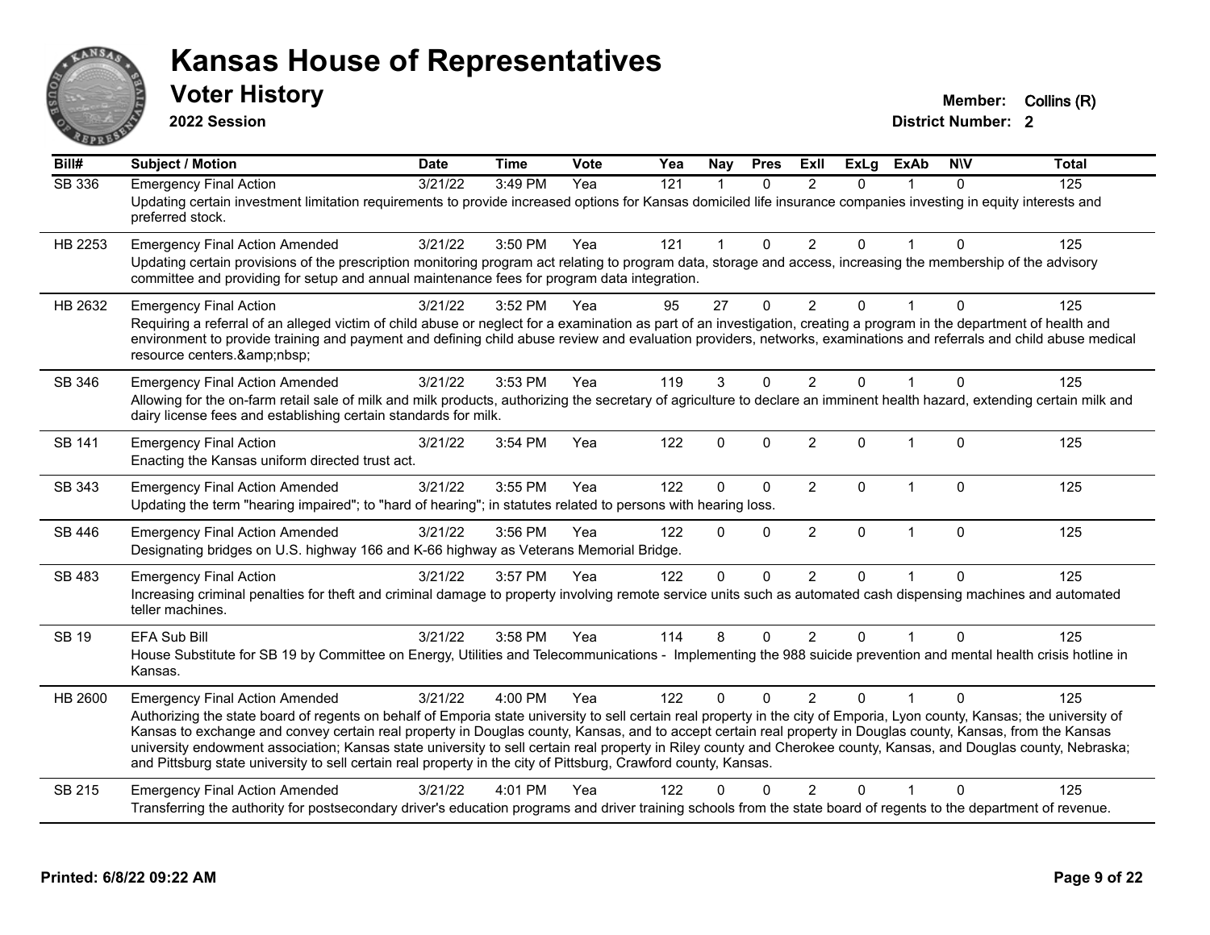# Kansas House of Representatives

## Voter History

**2022 Session**

**Member:** Collins (R)
**District Number:** 2

| Bill# | Subject / Motion | Date | Time | Vote | Yea | Nay | Pres | ExII | ExLg | ExAb | N\V | Total |
|---|---|---|---|---|---|---|---|---|---|---|---|---|
| SB 336 | Emergency Final Action | 3/21/22 | 3:49 PM | Yea | 121 | 1 | 0 | 2 | 0 | 1 | 0 | 125 |
| | Updating certain investment limitation requirements to provide increased options for Kansas domiciled life insurance companies investing in equity interests and preferred stock. | | | | | | | | | | | |
| HB 2253 | Emergency Final Action Amended | 3/21/22 | 3:50 PM | Yea | 121 | 1 | 0 | 2 | 0 | 1 | 0 | 125 |
| | Updating certain provisions of the prescription monitoring program act relating to program data, storage and access, increasing the membership of the advisory committee and providing for setup and annual maintenance fees for program data integration. | | | | | | | | | | | |
| HB 2632 | Emergency Final Action | 3/21/22 | 3:52 PM | Yea | 95 | 27 | 0 | 2 | 0 | 1 | 0 | 125 |
| | Requiring a referral of an alleged victim of child abuse or neglect for a examination as part of an investigation, creating a program in the department of health and environment to provide training and payment and defining child abuse review and evaluation providers, networks, examinations and referrals and child abuse medical resource centers.&amp;nbsp; | | | | | | | | | | | |
| SB 346 | Emergency Final Action Amended | 3/21/22 | 3:53 PM | Yea | 119 | 3 | 0 | 2 | 0 | 1 | 0 | 125 |
| | Allowing for the on-farm retail sale of milk and milk products, authorizing the secretary of agriculture to declare an imminent health hazard, extending certain milk and dairy license fees and establishing certain standards for milk. | | | | | | | | | | | |
| SB 141 | Emergency Final Action | 3/21/22 | 3:54 PM | Yea | 122 | 0 | 0 | 2 | 0 | 1 | 0 | 125 |
| | Enacting the Kansas uniform directed trust act. | | | | | | | | | | | |
| SB 343 | Emergency Final Action Amended | 3/21/22 | 3:55 PM | Yea | 122 | 0 | 0 | 2 | 0 | 1 | 0 | 125 |
| | Updating the term "hearing impaired"; to "hard of hearing"; in statutes related to persons with hearing loss. | | | | | | | | | | | |
| SB 446 | Emergency Final Action Amended | 3/21/22 | 3:56 PM | Yea | 122 | 0 | 0 | 2 | 0 | 1 | 0 | 125 |
| | Designating bridges on U.S. highway 166 and K-66 highway as Veterans Memorial Bridge. | | | | | | | | | | | |
| SB 483 | Emergency Final Action | 3/21/22 | 3:57 PM | Yea | 122 | 0 | 0 | 2 | 0 | 1 | 0 | 125 |
| | Increasing criminal penalties for theft and criminal damage to property involving remote service units such as automated cash dispensing machines and automated teller machines. | | | | | | | | | | | |
| SB 19 | EFA Sub Bill | 3/21/22 | 3:58 PM | Yea | 114 | 8 | 0 | 2 | 0 | 1 | 0 | 125 |
| | House Substitute for SB 19 by Committee on Energy, Utilities and Telecommunications - Implementing the 988 suicide prevention and mental health crisis hotline in Kansas. | | | | | | | | | | | |
| HB 2600 | Emergency Final Action Amended | 3/21/22 | 4:00 PM | Yea | 122 | 0 | 0 | 2 | 0 | 1 | 0 | 125 |
| | Authorizing the state board of regents on behalf of Emporia state university to sell certain real property in the city of Emporia, Lyon county, Kansas; the university of Kansas to exchange and convey certain real property in Douglas county, Kansas, and to accept certain real property in Douglas county, Kansas, from the Kansas university endowment association; Kansas state university to sell certain real property in Riley county and Cherokee county, Kansas, and Douglas county, Nebraska; and Pittsburg state university to sell certain real property in the city of Pittsburg, Crawford county, Kansas. | | | | | | | | | | | |
| SB 215 | Emergency Final Action Amended | 3/21/22 | 4:01 PM | Yea | 122 | 0 | 0 | 2 | 0 | 1 | 0 | 125 |
| | Transferring the authority for postsecondary driver's education programs and driver training schools from the state board of regents to the department of revenue. | | | | | | | | | | | |

Printed: 6/8/22 09:22 AM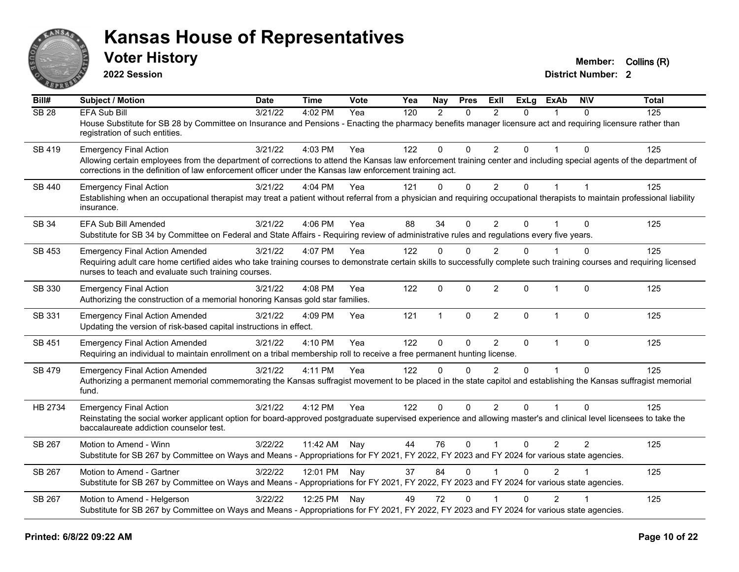# Kansas House of Representatives

## Voter History

**2022 Session**

**Member:** Collins (R)
**District Number:** 2

| Bill# | Subject / Motion | Date | Time | Vote | Yea | Nay | Pres | ExII | ExLg | ExAb | N\V | Total |
|---|---|---|---|---|---|---|---|---|---|---|---|---|
| SB 28 | EFA Sub Bill | 3/21/22 | 4:02 PM | Yea | 120 | 2 | 0 | 2 | 0 | 1 | 0 | 125 |
| | House Substitute for SB 28 by Committee on Insurance and Pensions - Enacting the pharmacy benefits manager licensure act and requiring licensure rather than registration of such entities. | | | | | | | | | | | |
| SB 419 | Emergency Final Action | 3/21/22 | 4:03 PM | Yea | 122 | 0 | 0 | 2 | 0 | 1 | 0 | 125 |
| | Allowing certain employees from the department of corrections to attend the Kansas law enforcement training center and including special agents of the department of corrections in the definition of law enforcement officer under the Kansas law enforcement training act. | | | | | | | | | | | |
| SB 440 | Emergency Final Action | 3/21/22 | 4:04 PM | Yea | 121 | 0 | 0 | 2 | 0 | 1 | 1 | 125 |
| | Establishing when an occupational therapist may treat a patient without referral from a physician and requiring occupational therapists to maintain professional liability insurance. | | | | | | | | | | | |
| SB 34 | EFA Sub Bill Amended | 3/21/22 | 4:06 PM | Yea | 88 | 34 | 0 | 2 | 0 | 1 | 0 | 125 |
| | Substitute for SB 34 by Committee on Federal and State Affairs - Requiring review of administrative rules and regulations every five years. | | | | | | | | | | | |
| SB 453 | Emergency Final Action Amended | 3/21/22 | 4:07 PM | Yea | 122 | 0 | 0 | 2 | 0 | 1 | 0 | 125 |
| | Requiring adult care home certified aides who take training courses to demonstrate certain skills to successfully complete such training courses and requiring licensed nurses to teach and evaluate such training courses. | | | | | | | | | | | |
| SB 330 | Emergency Final Action | 3/21/22 | 4:08 PM | Yea | 122 | 0 | 0 | 2 | 0 | 1 | 0 | 125 |
| | Authorizing the construction of a memorial honoring Kansas gold star families. | | | | | | | | | | | |
| SB 331 | Emergency Final Action Amended | 3/21/22 | 4:09 PM | Yea | 121 | 1 | 0 | 2 | 0 | 1 | 0 | 125 |
| | Updating the version of risk-based capital instructions in effect. | | | | | | | | | | | |
| SB 451 | Emergency Final Action Amended | 3/21/22 | 4:10 PM | Yea | 122 | 0 | 0 | 2 | 0 | 1 | 0 | 125 |
| | Requiring an individual to maintain enrollment on a tribal membership roll to receive a free permanent hunting license. | | | | | | | | | | | |
| SB 479 | Emergency Final Action Amended | 3/21/22 | 4:11 PM | Yea | 122 | 0 | 0 | 2 | 0 | 1 | 0 | 125 |
| | Authorizing a permanent memorial commemorating the Kansas suffragist movement to be placed in the state capitol and establishing the Kansas suffragist memorial fund. | | | | | | | | | | | |
| HB 2734 | Emergency Final Action | 3/21/22 | 4:12 PM | Yea | 122 | 0 | 0 | 2 | 0 | 1 | 0 | 125 |
| | Reinstating the social worker applicant option for board-approved postgraduate supervised experience and allowing master's and clinical level licensees to take the baccalaureate addiction counselor test. | | | | | | | | | | | |
| SB 267 | Motion to Amend - Winn | 3/22/22 | 11:42 AM | Nay | 44 | 76 | 0 | 1 | 0 | 2 | 2 | 125 |
| | Substitute for SB 267 by Committee on Ways and Means - Appropriations for FY 2021, FY 2022, FY 2023 and FY 2024 for various state agencies. | | | | | | | | | | | |
| SB 267 | Motion to Amend - Gartner | 3/22/22 | 12:01 PM | Nay | 37 | 84 | 0 | 1 | 0 | 2 | 1 | 125 |
| | Substitute for SB 267 by Committee on Ways and Means - Appropriations for FY 2021, FY 2022, FY 2023 and FY 2024 for various state agencies. | | | | | | | | | | | |
| SB 267 | Motion to Amend - Helgerson | 3/22/22 | 12:25 PM | Nay | 49 | 72 | 0 | 1 | 0 | 2 | 1 | 125 |
| | Substitute for SB 267 by Committee on Ways and Means - Appropriations for FY 2021, FY 2022, FY 2023 and FY 2024 for various state agencies. | | | | | | | | | | | |

**Printed: 6/8/22 09:22 AM**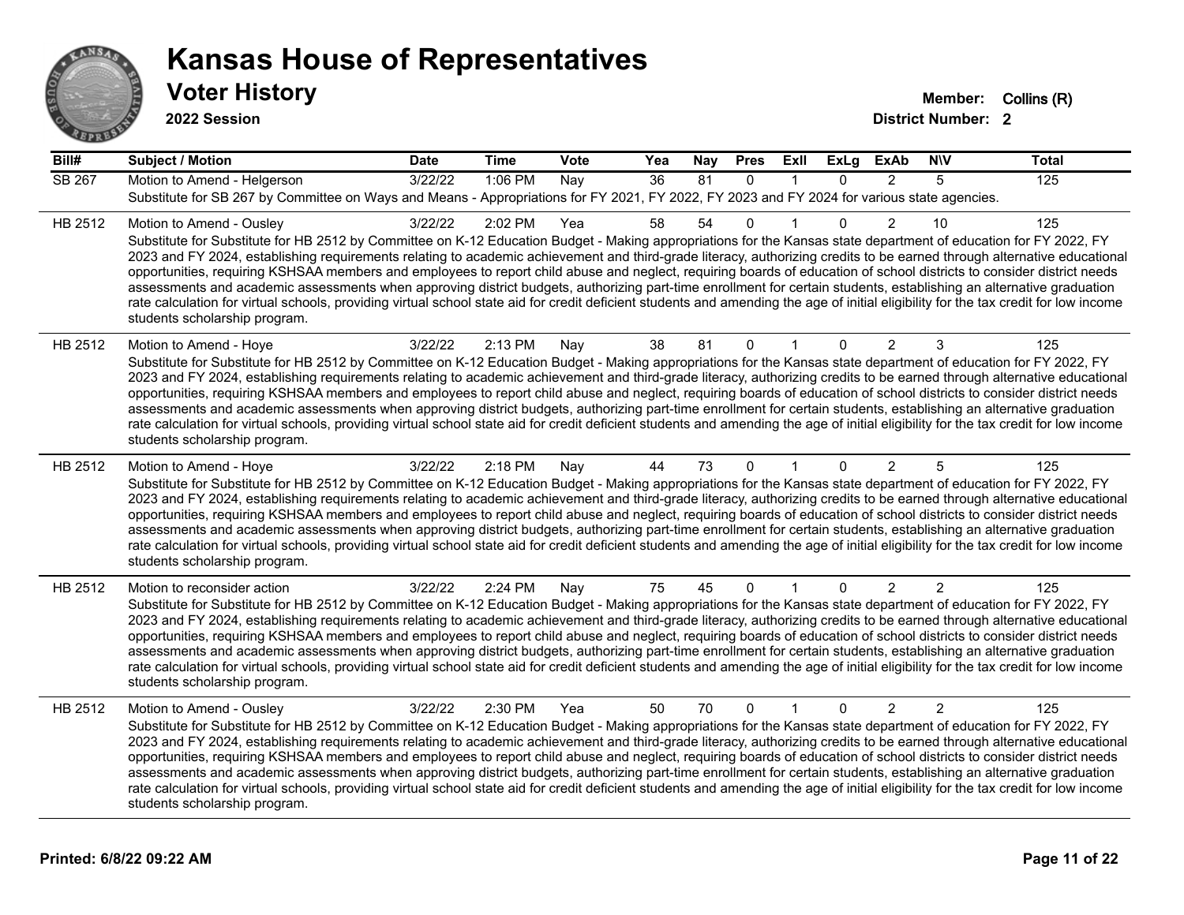# Kansas House of Representatives

## Voter History

**2022 Session**

**Member:** Collins (R)
**District Number:** 2

| Bill# | Subject / Motion | Date | Time | Vote | Yea | Nay | Pres | ExII | ExLg | ExAb | N\V | Total |
|---|---|---|---|---|---|---|---|---|---|---|---|---|
| SB 267 | Motion to Amend - Helgerson | 3/22/22 | 1:06 PM | Nay | 36 | 81 | 0 | 1 | 0 | 2 | 5 | 125 |
| | Substitute for SB 267 by Committee on Ways and Means - Appropriations for FY 2021, FY 2022, FY 2023 and FY 2024 for various state agencies. | | | | | | | | | | | |
| HB 2512 | Motion to Amend - Ousley | 3/22/22 | 2:02 PM | Yea | 58 | 54 | 0 | 1 | 0 | 2 | 10 | 125 |
| | Substitute for Substitute for HB 2512 by Committee on K-12 Education Budget - Making appropriations for the Kansas state department of education for FY 2022, FY 2023 and FY 2024, establishing requirements relating to academic achievement and third-grade literacy, authorizing credits to be earned through alternative educational opportunities, requiring KSHSAA members and employees to report child abuse and neglect, requiring boards of education of school districts to consider district needs assessments and academic assessments when approving district budgets, authorizing part-time enrollment for certain students, establishing an alternative graduation rate calculation for virtual schools, providing virtual school state aid for credit deficient students and amending the age of initial eligibility for the tax credit for low income students scholarship program. | | | | | | | | | | | |
| HB 2512 | Motion to Amend - Hoye | 3/22/22 | 2:13 PM | Nay | 38 | 81 | 0 | 1 | 0 | 2 | 3 | 125 |
| | Substitute for Substitute for HB 2512 by Committee on K-12 Education Budget - Making appropriations for the Kansas state department of education for FY 2022, FY 2023 and FY 2024, establishing requirements relating to academic achievement and third-grade literacy, authorizing credits to be earned through alternative educational opportunities, requiring KSHSAA members and employees to report child abuse and neglect, requiring boards of education of school districts to consider district needs assessments and academic assessments when approving district budgets, authorizing part-time enrollment for certain students, establishing an alternative graduation rate calculation for virtual schools, providing virtual school state aid for credit deficient students and amending the age of initial eligibility for the tax credit for low income students scholarship program. | | | | | | | | | | | |
| HB 2512 | Motion to Amend - Hoye | 3/22/22 | 2:18 PM | Nay | 44 | 73 | 0 | 1 | 0 | 2 | 5 | 125 |
| | Substitute for Substitute for HB 2512 by Committee on K-12 Education Budget - Making appropriations for the Kansas state department of education for FY 2022, FY 2023 and FY 2024, establishing requirements relating to academic achievement and third-grade literacy, authorizing credits to be earned through alternative educational opportunities, requiring KSHSAA members and employees to report child abuse and neglect, requiring boards of education of school districts to consider district needs assessments and academic assessments when approving district budgets, authorizing part-time enrollment for certain students, establishing an alternative graduation rate calculation for virtual schools, providing virtual school state aid for credit deficient students and amending the age of initial eligibility for the tax credit for low income students scholarship program. | | | | | | | | | | | |
| HB 2512 | Motion to reconsider action | 3/22/22 | 2:24 PM | Nay | 75 | 45 | 0 | 1 | 0 | 2 | 2 | 125 |
| | Substitute for Substitute for HB 2512 by Committee on K-12 Education Budget - Making appropriations for the Kansas state department of education for FY 2022, FY 2023 and FY 2024, establishing requirements relating to academic achievement and third-grade literacy, authorizing credits to be earned through alternative educational opportunities, requiring KSHSAA members and employees to report child abuse and neglect, requiring boards of education of school districts to consider district needs assessments and academic assessments when approving district budgets, authorizing part-time enrollment for certain students, establishing an alternative graduation rate calculation for virtual schools, providing virtual school state aid for credit deficient students and amending the age of initial eligibility for the tax credit for low income students scholarship program. | | | | | | | | | | | |
| HB 2512 | Motion to Amend - Ousley | 3/22/22 | 2:30 PM | Yea | 50 | 70 | 0 | 1 | 0 | 2 | 2 | 125 |
| | Substitute for Substitute for HB 2512 by Committee on K-12 Education Budget - Making appropriations for the Kansas state department of education for FY 2022, FY 2023 and FY 2024, establishing requirements relating to academic achievement and third-grade literacy, authorizing credits to be earned through alternative educational opportunities, requiring KSHSAA members and employees to report child abuse and neglect, requiring boards of education of school districts to consider district needs assessments and academic assessments when approving district budgets, authorizing part-time enrollment for certain students, establishing an alternative graduation rate calculation for virtual schools, providing virtual school state aid for credit deficient students and amending the age of initial eligibility for the tax credit for low income students scholarship program. | | | | | | | | | | | |

**Printed: 6/8/22 09:22 AM**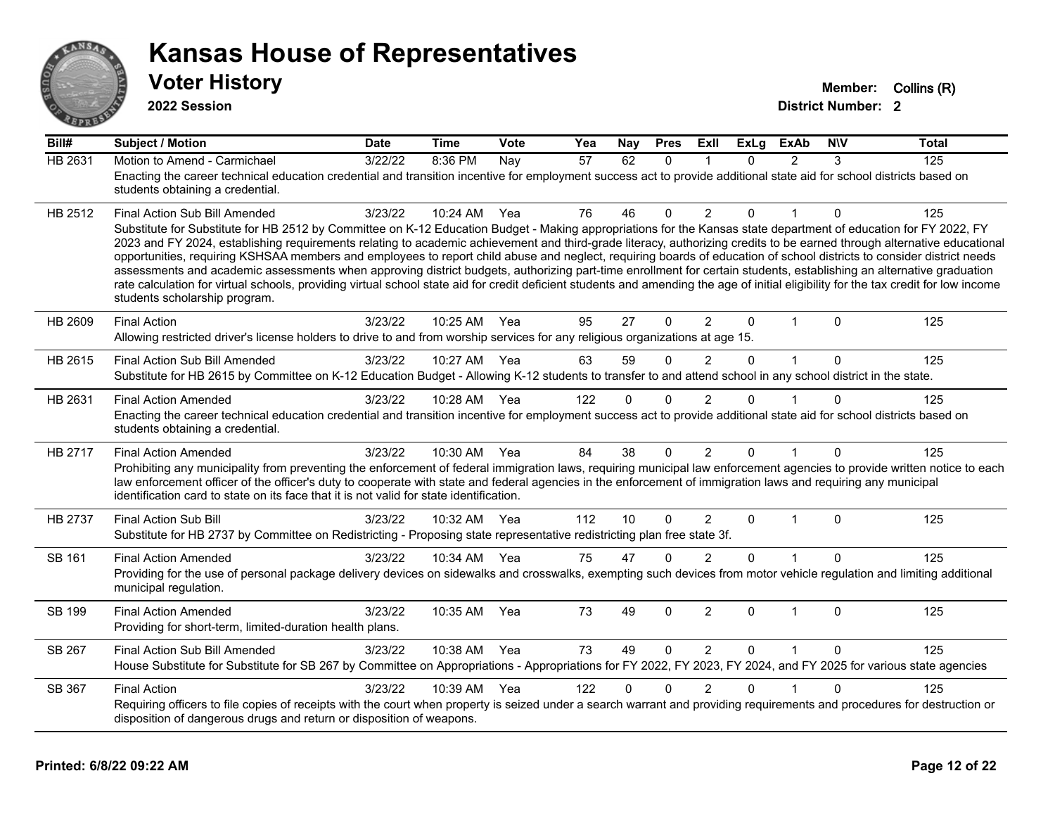# Kansas House of Representatives

## Voter History

**2022 Session**

**Member:** Collins (R)

**District Number:** 2

| Bill# | Subject / Motion | Date | Time | Vote | Yea | Nay | Pres | ExII | ExLg | ExAb | N\V | Total |
|---|---|---|---|---|---|---|---|---|---|---|---|---|
| HB 2631 | Motion to Amend - Carmichael | 3/22/22 | 8:36 PM | Nay | 57 | 62 | 0 | 1 | 0 | 2 | 3 | 125 |
| | Enacting the career technical education credential and transition incentive for employment success act to provide additional state aid for school districts based on students obtaining a credential. | | | | | | | | | | | |
| HB 2512 | Final Action Sub Bill Amended | 3/23/22 | 10:24 AM | Yea | 76 | 46 | 0 | 2 | 0 | 1 | 0 | 125 |
| | Substitute for Substitute for HB 2512 by Committee on K-12 Education Budget - Making appropriations for the Kansas state department of education for FY 2022, FY 2023 and FY 2024, establishing requirements relating to academic achievement and third-grade literacy, authorizing credits to be earned through alternative educational opportunities, requiring KSHSAA members and employees to report child abuse and neglect, requiring boards of education of school districts to consider district needs assessments and academic assessments when approving district budgets, authorizing part-time enrollment for certain students, establishing an alternative graduation rate calculation for virtual schools, providing virtual school state aid for credit deficient students and amending the age of initial eligibility for the tax credit for low income students scholarship program. | | | | | | | | | | | |
| HB 2609 | Final Action | 3/23/22 | 10:25 AM | Yea | 95 | 27 | 0 | 2 | 0 | 1 | 0 | 125 |
| | Allowing restricted driver's license holders to drive to and from worship services for any religious organizations at age 15. | | | | | | | | | | | |
| HB 2615 | Final Action Sub Bill Amended | 3/23/22 | 10:27 AM | Yea | 63 | 59 | 0 | 2 | 0 | 1 | 0 | 125 |
| | Substitute for HB 2615 by Committee on K-12 Education Budget - Allowing K-12 students to transfer to and attend school in any school district in the state. | | | | | | | | | | | |
| HB 2631 | Final Action Amended | 3/23/22 | 10:28 AM | Yea | 122 | 0 | 0 | 2 | 0 | 1 | 0 | 125 |
| | Enacting the career technical education credential and transition incentive for employment success act to provide additional state aid for school districts based on students obtaining a credential. | | | | | | | | | | | |
| HB 2717 | Final Action Amended | 3/23/22 | 10:30 AM | Yea | 84 | 38 | 0 | 2 | 0 | 1 | 0 | 125 |
| | Prohibiting any municipality from preventing the enforcement of federal immigration laws, requiring municipal law enforcement agencies to provide written notice to each law enforcement officer of the officer's duty to cooperate with state and federal agencies in the enforcement of immigration laws and requiring any municipal identification card to state on its face that it is not valid for state identification. | | | | | | | | | | | |
| HB 2737 | Final Action Sub Bill | 3/23/22 | 10:32 AM | Yea | 112 | 10 | 0 | 2 | 0 | 1 | 0 | 125 |
| | Substitute for HB 2737 by Committee on Redistricting - Proposing state representative redistricting plan free state 3f. | | | | | | | | | | | |
| SB 161 | Final Action Amended | 3/23/22 | 10:34 AM | Yea | 75 | 47 | 0 | 2 | 0 | 1 | 0 | 125 |
| | Providing for the use of personal package delivery devices on sidewalks and crosswalks, exempting such devices from motor vehicle regulation and limiting additional municipal regulation. | | | | | | | | | | | |
| SB 199 | Final Action Amended | 3/23/22 | 10:35 AM | Yea | 73 | 49 | 0 | 2 | 0 | 1 | 0 | 125 |
| | Providing for short-term, limited-duration health plans. | | | | | | | | | | | |
| SB 267 | Final Action Sub Bill Amended | 3/23/22 | 10:38 AM | Yea | 73 | 49 | 0 | 2 | 0 | 1 | 0 | 125 |
| | House Substitute for Substitute for SB 267 by Committee on Appropriations - Appropriations for FY 2022, FY 2023, FY 2024, and FY 2025 for various state agencies | | | | | | | | | | | |
| SB 367 | Final Action | 3/23/22 | 10:39 AM | Yea | 122 | 0 | 0 | 2 | 0 | 1 | 0 | 125 |
| | Requiring officers to file copies of receipts with the court when property is seized under a search warrant and providing requirements and procedures for destruction or disposition of dangerous drugs and return or disposition of weapons. | | | | | | | | | | | |

**Printed: 6/8/22 09:22 AM**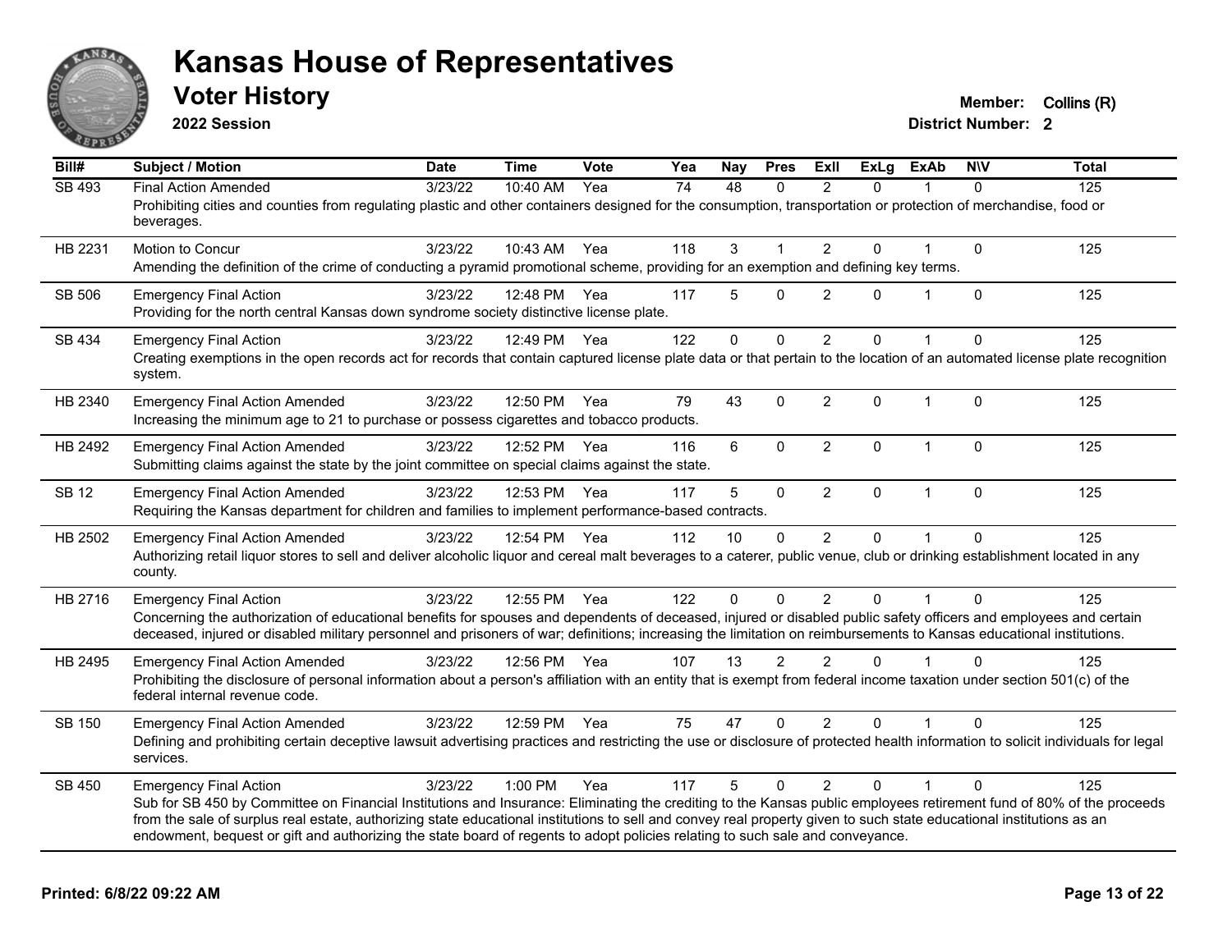# Kansas House of Representatives

## Voter History

**2022 Session**

**Member:** Collins (R)
**District Number:** 2

| Bill# | Subject / Motion | Date | Time | Vote | Yea | Nay | Pres | ExII | ExLg | ExAb | N\V | Total |
|---|---|---|---|---|---|---|---|---|---|---|---|---|
| SB 493 | Final Action Amended | 3/23/22 | 10:40 AM | Yea | 74 | 48 | 0 | 2 | 0 | 1 | 0 | 125 |
| | Prohibiting cities and counties from regulating plastic and other containers designed for the consumption, transportation or protection of merchandise, food or beverages. | | | | | | | | | | | |
| HB 2231 | Motion to Concur | 3/23/22 | 10:43 AM | Yea | 118 | 3 | 1 | 2 | 0 | 1 | 0 | 125 |
| | Amending the definition of the crime of conducting a pyramid promotional scheme, providing for an exemption and defining key terms. | | | | | | | | | | | |
| SB 506 | Emergency Final Action | 3/23/22 | 12:48 PM | Yea | 117 | 5 | 0 | 2 | 0 | 1 | 0 | 125 |
| | Providing for the north central Kansas down syndrome society distinctive license plate. | | | | | | | | | | | |
| SB 434 | Emergency Final Action | 3/23/22 | 12:49 PM | Yea | 122 | 0 | 0 | 2 | 0 | 1 | 0 | 125 |
| | Creating exemptions in the open records act for records that contain captured license plate data or that pertain to the location of an automated license plate recognition system. | | | | | | | | | | | |
| HB 2340 | Emergency Final Action Amended | 3/23/22 | 12:50 PM | Yea | 79 | 43 | 0 | 2 | 0 | 1 | 0 | 125 |
| | Increasing the minimum age to 21 to purchase or possess cigarettes and tobacco products. | | | | | | | | | | | |
| HB 2492 | Emergency Final Action Amended | 3/23/22 | 12:52 PM | Yea | 116 | 6 | 0 | 2 | 0 | 1 | 0 | 125 |
| | Submitting claims against the state by the joint committee on special claims against the state. | | | | | | | | | | | |
| SB 12 | Emergency Final Action Amended | 3/23/22 | 12:53 PM | Yea | 117 | 5 | 0 | 2 | 0 | 1 | 0 | 125 |
| | Requiring the Kansas department for children and families to implement performance-based contracts. | | | | | | | | | | | |
| HB 2502 | Emergency Final Action Amended | 3/23/22 | 12:54 PM | Yea | 112 | 10 | 0 | 2 | 0 | 1 | 0 | 125 |
| | Authorizing retail liquor stores to sell and deliver alcoholic liquor and cereal malt beverages to a caterer, public venue, club or drinking establishment located in any county. | | | | | | | | | | | |
| HB 2716 | Emergency Final Action | 3/23/22 | 12:55 PM | Yea | 122 | 0 | 0 | 2 | 0 | 1 | 0 | 125 |
| | Concerning the authorization of educational benefits for spouses and dependents of deceased, injured or disabled public safety officers and employees and certain deceased, injured or disabled military personnel and prisoners of war; definitions; increasing the limitation on reimbursements to Kansas educational institutions. | | | | | | | | | | | |
| HB 2495 | Emergency Final Action Amended | 3/23/22 | 12:56 PM | Yea | 107 | 13 | 2 | 2 | 0 | 1 | 0 | 125 |
| | Prohibiting the disclosure of personal information about a person's affiliation with an entity that is exempt from federal income taxation under section 501(c) of the federal internal revenue code. | | | | | | | | | | | |
| SB 150 | Emergency Final Action Amended | 3/23/22 | 12:59 PM | Yea | 75 | 47 | 0 | 2 | 0 | 1 | 0 | 125 |
| | Defining and prohibiting certain deceptive lawsuit advertising practices and restricting the use or disclosure of protected health information to solicit individuals for legal services. | | | | | | | | | | | |
| SB 450 | Emergency Final Action | 3/23/22 | 1:00 PM | Yea | 117 | 5 | 0 | 2 | 0 | 1 | 0 | 125 |
| | Sub for SB 450 by Committee on Financial Institutions and Insurance: Eliminating the crediting to the Kansas public employees retirement fund of 80% of the proceeds from the sale of surplus real estate, authorizing state educational institutions to sell and convey real property given to such state educational institutions as an endowment, bequest or gift and authorizing the state board of regents to adopt policies relating to such sale and conveyance. | | | | | | | | | | | |

**Printed: 6/8/22 09:22 AM**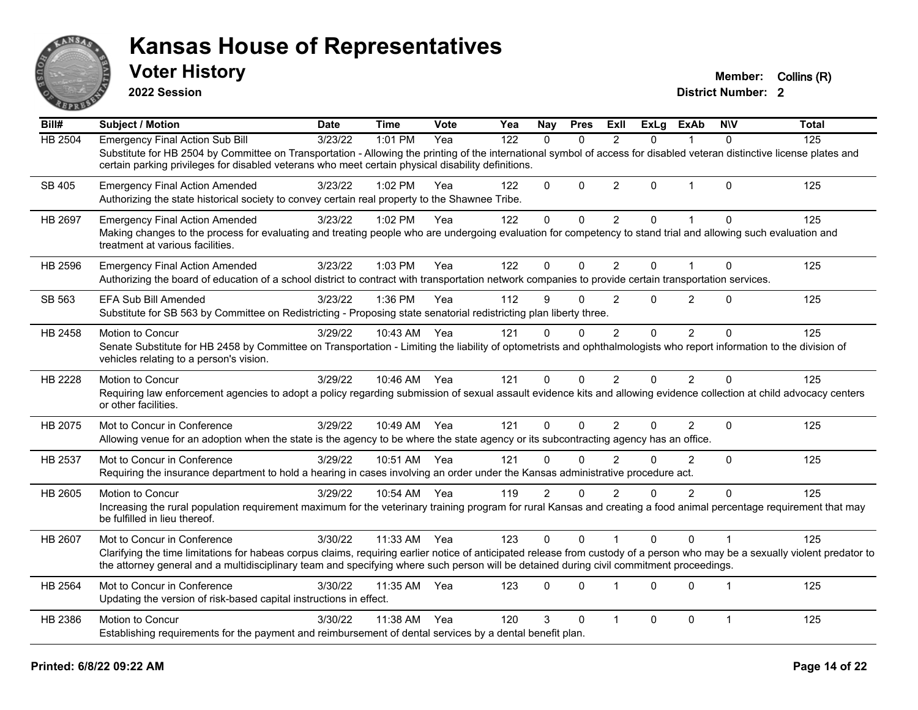# Kansas House of Representatives

## Voter History

**2022 Session**

**Member:** Collins (R)
**District Number:** 2

| Bill# | Subject / Motion | Date | Time | Vote | Yea | Nay | Pres | ExII | ExLg | ExAb | N\V | Total |
|---|---|---|---|---|---|---|---|---|---|---|---|---|
| HB 2504 | Emergency Final Action Sub Bill | 3/23/22 | 1:01 PM | Yea | 122 | 0 | 0 | 2 | 0 | 1 | 0 | 125 |
| | Substitute for HB 2504 by Committee on Transportation - Allowing the printing of the international symbol of access for disabled veteran distinctive license plates and certain parking privileges for disabled veterans who meet certain physical disability definitions. | | | | | | | | | | | |
| SB 405 | Emergency Final Action Amended | 3/23/22 | 1:02 PM | Yea | 122 | 0 | 0 | 2 | 0 | 1 | 0 | 125 |
| | Authorizing the state historical society to convey certain real property to the Shawnee Tribe. | | | | | | | | | | | |
| HB 2697 | Emergency Final Action Amended | 3/23/22 | 1:02 PM | Yea | 122 | 0 | 0 | 2 | 0 | 1 | 0 | 125 |
| | Making changes to the process for evaluating and treating people who are undergoing evaluation for competency to stand trial and allowing such evaluation and treatment at various facilities. | | | | | | | | | | | |
| HB 2596 | Emergency Final Action Amended | 3/23/22 | 1:03 PM | Yea | 122 | 0 | 0 | 2 | 0 | 1 | 0 | 125 |
| | Authorizing the board of education of a school district to contract with transportation network companies to provide certain transportation services. | | | | | | | | | | | |
| SB 563 | EFA Sub Bill Amended | 3/23/22 | 1:36 PM | Yea | 112 | 9 | 0 | 2 | 0 | 2 | 0 | 125 |
| | Substitute for SB 563 by Committee on Redistricting - Proposing state senatorial redistricting plan liberty three. | | | | | | | | | | | |
| HB 2458 | Motion to Concur | 3/29/22 | 10:43 AM | Yea | 121 | 0 | 0 | 2 | 0 | 2 | 0 | 125 |
| | Senate Substitute for HB 2458 by Committee on Transportation - Limiting the liability of optometrists and ophthalmologists who report information to the division of vehicles relating to a person's vision. | | | | | | | | | | | |
| HB 2228 | Motion to Concur | 3/29/22 | 10:46 AM | Yea | 121 | 0 | 0 | 2 | 0 | 2 | 0 | 125 |
| | Requiring law enforcement agencies to adopt a policy regarding submission of sexual assault evidence kits and allowing evidence collection at child advocacy centers or other facilities. | | | | | | | | | | | |
| HB 2075 | Mot to Concur in Conference | 3/29/22 | 10:49 AM | Yea | 121 | 0 | 0 | 2 | 0 | 2 | 0 | 125 |
| | Allowing venue for an adoption when the state is the agency to be where the state agency or its subcontracting agency has an office. | | | | | | | | | | | |
| HB 2537 | Mot to Concur in Conference | 3/29/22 | 10:51 AM | Yea | 121 | 0 | 0 | 2 | 0 | 2 | 0 | 125 |
| | Requiring the insurance department to hold a hearing in cases involving an order under the Kansas administrative procedure act. | | | | | | | | | | | |
| HB 2605 | Motion to Concur | 3/29/22 | 10:54 AM | Yea | 119 | 2 | 0 | 2 | 0 | 2 | 0 | 125 |
| | Increasing the rural population requirement maximum for the veterinary training program for rural Kansas and creating a food animal percentage requirement that may be fulfilled in lieu thereof. | | | | | | | | | | | |
| HB 2607 | Mot to Concur in Conference | 3/30/22 | 11:33 AM | Yea | 123 | 0 | 0 | 1 | 0 | 0 | 1 | 125 |
| | Clarifying the time limitations for habeas corpus claims, requiring earlier notice of anticipated release from custody of a person who may be a sexually violent predator to the attorney general and a multidisciplinary team and specifying where such person will be detained during civil commitment proceedings. | | | | | | | | | | | |
| HB 2564 | Mot to Concur in Conference | 3/30/22 | 11:35 AM | Yea | 123 | 0 | 0 | 1 | 0 | 0 | 1 | 125 |
| | Updating the version of risk-based capital instructions in effect. | | | | | | | | | | | |
| HB 2386 | Motion to Concur | 3/30/22 | 11:38 AM | Yea | 120 | 3 | 0 | 1 | 0 | 0 | 1 | 125 |
| | Establishing requirements for the payment and reimbursement of dental services by a dental benefit plan. | | | | | | | | | | | |

**Printed: 6/8/22 09:22 AM**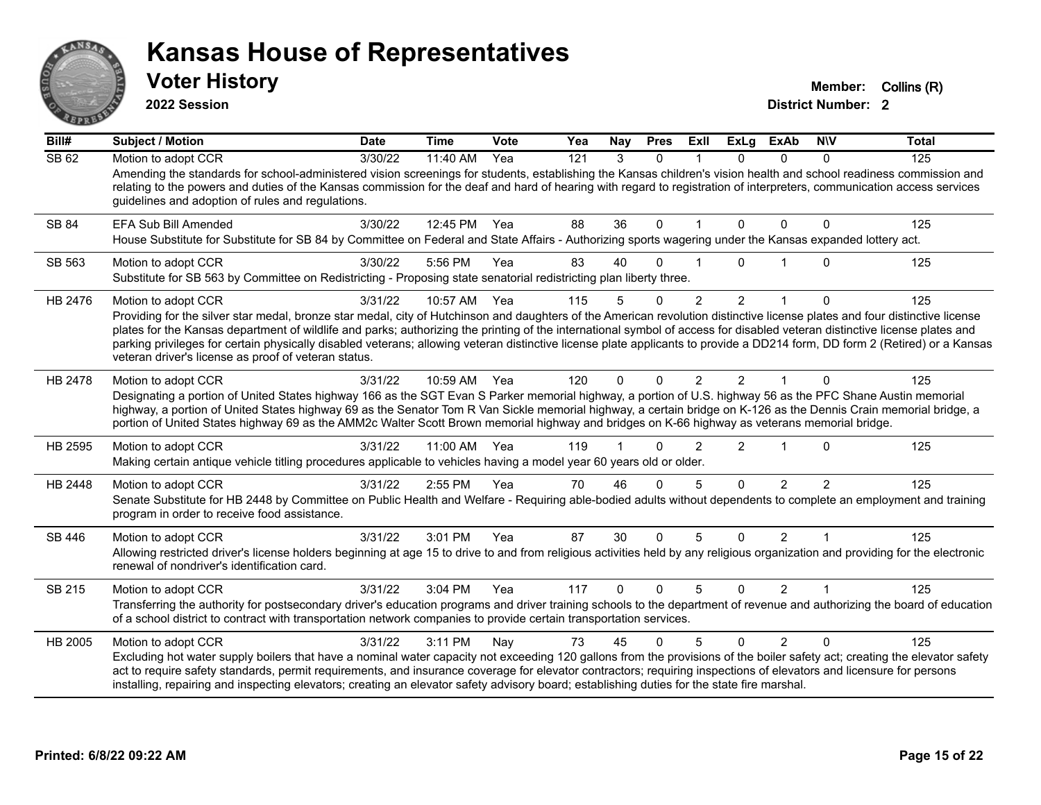# Kansas House of Representatives

## Voter History

**2022 Session**

**Member:** Collins (R)
**District Number:** 2

| Bill# | Subject / Motion | Date | Time | Vote | Yea | Nay | Pres | ExII | ExLg | ExAb | N\V | Total |
|---|---|---|---|---|---|---|---|---|---|---|---|---|
| SB 62 | Motion to adopt CCR | 3/30/22 | 11:40 AM | Yea | 121 | 3 | 0 | 1 | 0 | 0 | 0 | 125 |
| | Amending the standards for school-administered vision screenings for students, establishing the Kansas children's vision health and school readiness commission and relating to the powers and duties of the Kansas commission for the deaf and hard of hearing with regard to registration of interpreters, communication access services guidelines and adoption of rules and regulations. | | | | | | | | | | | |
| SB 84 | EFA Sub Bill Amended | 3/30/22 | 12:45 PM | Yea | 88 | 36 | 0 | 1 | 0 | 0 | 0 | 125 |
| | House Substitute for Substitute for SB 84 by Committee on Federal and State Affairs - Authorizing sports wagering under the Kansas expanded lottery act. | | | | | | | | | | | |
| SB 563 | Motion to adopt CCR | 3/30/22 | 5:56 PM | Yea | 83 | 40 | 0 | 1 | 0 | 1 | 0 | 125 |
| | Substitute for SB 563 by Committee on Redistricting - Proposing state senatorial redistricting plan liberty three. | | | | | | | | | | | |
| HB 2476 | Motion to adopt CCR | 3/31/22 | 10:57 AM | Yea | 115 | 5 | 0 | 2 | 2 | 1 | 0 | 125 |
| | Providing for the silver star medal, bronze star medal, city of Hutchinson and daughters of the American revolution distinctive license plates and four distinctive license plates for the Kansas department of wildlife and parks; authorizing the printing of the international symbol of access for disabled veteran distinctive license plates and parking privileges for certain physically disabled veterans; allowing veteran distinctive license plate applicants to provide a DD214 form, DD form 2 (Retired) or a Kansas veteran driver's license as proof of veteran status. | | | | | | | | | | | |
| HB 2478 | Motion to adopt CCR | 3/31/22 | 10:59 AM | Yea | 120 | 0 | 0 | 2 | 2 | 1 | 0 | 125 |
| | Designating a portion of United States highway 166 as the SGT Evan S Parker memorial highway, a portion of U.S. highway 56 as the PFC Shane Austin memorial highway, a portion of United States highway 69 as the Senator Tom R Van Sickle memorial highway, a certain bridge on K-126 as the Dennis Crain memorial bridge, a portion of United States highway 69 as the AMM2c Walter Scott Brown memorial highway and bridges on K-66 highway as veterans memorial bridge. | | | | | | | | | | | |
| HB 2595 | Motion to adopt CCR | 3/31/22 | 11:00 AM | Yea | 119 | 1 | 0 | 2 | 2 | 1 | 0 | 125 |
| | Making certain antique vehicle titling procedures applicable to vehicles having a model year 60 years old or older. | | | | | | | | | | | |
| HB 2448 | Motion to adopt CCR | 3/31/22 | 2:55 PM | Yea | 70 | 46 | 0 | 5 | 0 | 2 | 2 | 125 |
| | Senate Substitute for HB 2448 by Committee on Public Health and Welfare - Requiring able-bodied adults without dependents to complete an employment and training program in order to receive food assistance. | | | | | | | | | | | |
| SB 446 | Motion to adopt CCR | 3/31/22 | 3:01 PM | Yea | 87 | 30 | 0 | 5 | 0 | 2 | 1 | 125 |
| | Allowing restricted driver's license holders beginning at age 15 to drive to and from religious activities held by any religious organization and providing for the electronic renewal of nondriver's identification card. | | | | | | | | | | | |
| SB 215 | Motion to adopt CCR | 3/31/22 | 3:04 PM | Yea | 117 | 0 | 0 | 5 | 0 | 2 | 1 | 125 |
| | Transferring the authority for postsecondary driver's education programs and driver training schools to the department of revenue and authorizing the board of education of a school district to contract with transportation network companies to provide certain transportation services. | | | | | | | | | | | |
| HB 2005 | Motion to adopt CCR | 3/31/22 | 3:11 PM | Nay | 73 | 45 | 0 | 5 | 0 | 2 | 0 | 125 |
| | Excluding hot water supply boilers that have a nominal water capacity not exceeding 120 gallons from the provisions of the boiler safety act; creating the elevator safety act to require safety standards, permit requirements, and insurance coverage for elevator contractors; requiring inspections of elevators and licensure for persons installing, repairing and inspecting elevators; creating an elevator safety advisory board; establishing duties for the state fire marshal. | | | | | | | | | | | |

Printed: 6/8/22 09:22 AM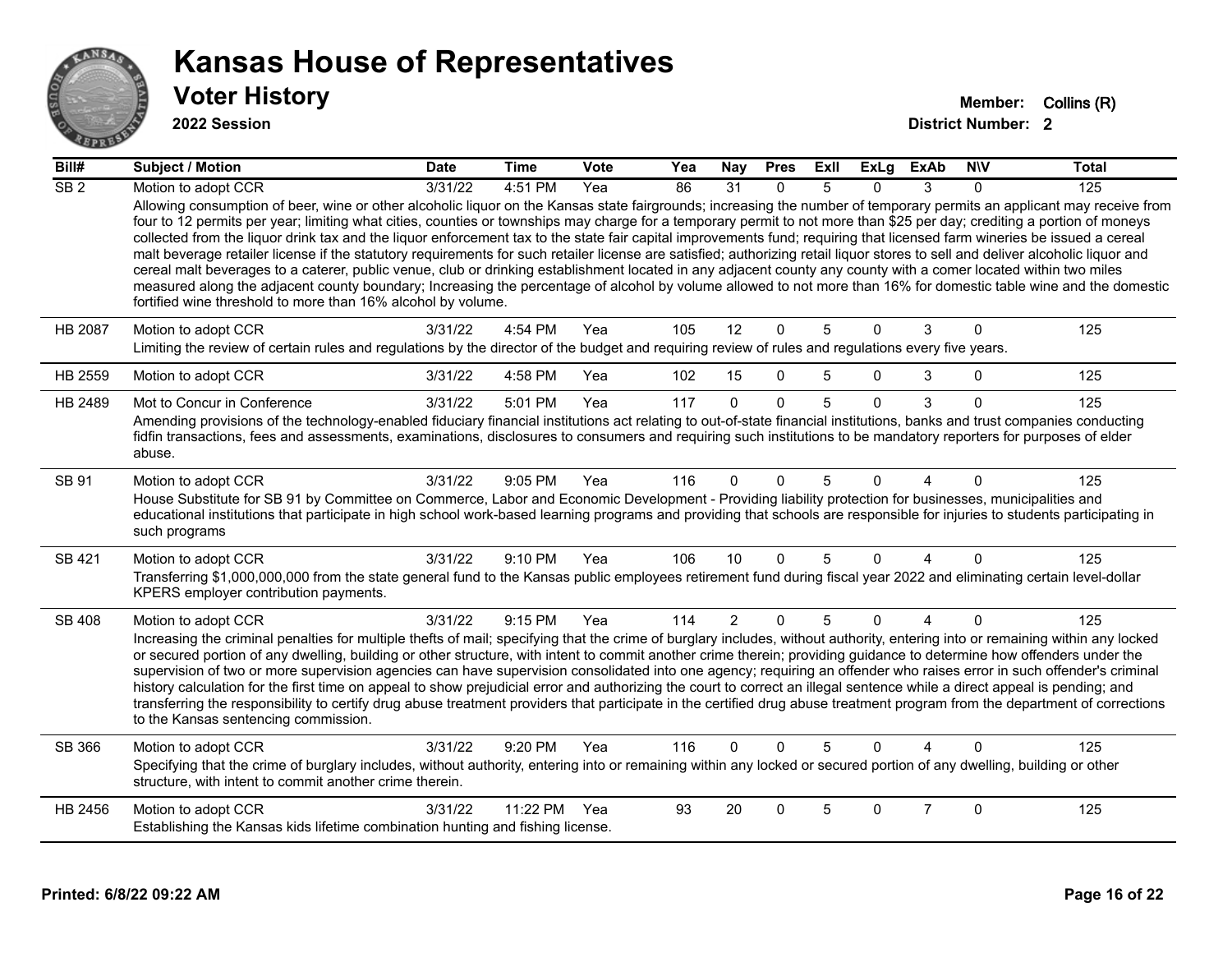# Kansas House of Representatives

## Voter History

**2022 Session**

**Member:** Collins (R)
**District Number:** 2

| Bill# | Subject / Motion | Date | Time | Vote | Yea | Nay | Pres | ExII | ExLg | ExAb | N\V | Total |
|---|---|---|---|---|---|---|---|---|---|---|---|---|
| SB 2 | Motion to adopt CCR | 3/31/22 | 4:51 PM | Yea | 86 | 31 | 0 | 5 | 0 | 3 | 0 | 125 |
| | Allowing consumption of beer, wine or other alcoholic liquor on the Kansas state fairgrounds; increasing the number of temporary permits an applicant may receive from four to 12 permits per year; limiting what cities, counties or townships may charge for a temporary permit to not more than $25 per day; crediting a portion of moneys collected from the liquor drink tax and the liquor enforcement tax to the state fair capital improvements fund; requiring that licensed farm wineries be issued a cereal malt beverage retailer license if the statutory requirements for such retailer license are satisfied; authorizing retail liquor stores to sell and deliver alcoholic liquor and cereal malt beverages to a caterer, public venue, club or drinking establishment located in any adjacent county any county with a comer located within two miles measured along the adjacent county boundary; Increasing the percentage of alcohol by volume allowed to not more than 16% for domestic table wine and the domestic fortified wine threshold to more than 16% alcohol by volume. | | | | | | | | | | | |
| HB 2087 | Motion to adopt CCR | 3/31/22 | 4:54 PM | Yea | 105 | 12 | 0 | 5 | 0 | 3 | 0 | 125 |
| | Limiting the review of certain rules and regulations by the director of the budget and requiring review of rules and regulations every five years. | | | | | | | | | | | |
| HB 2559 | Motion to adopt CCR | 3/31/22 | 4:58 PM | Yea | 102 | 15 | 0 | 5 | 0 | 3 | 0 | 125 |
| HB 2489 | Mot to Concur in Conference | 3/31/22 | 5:01 PM | Yea | 117 | 0 | 0 | 5 | 0 | 3 | 0 | 125 |
| | Amending provisions of the technology-enabled fiduciary financial institutions act relating to out-of-state financial institutions, banks and trust companies conducting fidfin transactions, fees and assessments, examinations, disclosures to consumers and requiring such institutions to be mandatory reporters for purposes of elder abuse. | | | | | | | | | | | |
| SB 91 | Motion to adopt CCR | 3/31/22 | 9:05 PM | Yea | 116 | 0 | 0 | 5 | 0 | 4 | 0 | 125 |
| | House Substitute for SB 91 by Committee on Commerce, Labor and Economic Development - Providing liability protection for businesses, municipalities and educational institutions that participate in high school work-based learning programs and providing that schools are responsible for injuries to students participating in such programs | | | | | | | | | | | |
| SB 421 | Motion to adopt CCR | 3/31/22 | 9:10 PM | Yea | 106 | 10 | 0 | 5 | 0 | 4 | 0 | 125 |
| | Transferring $1,000,000,000 from the state general fund to the Kansas public employees retirement fund during fiscal year 2022 and eliminating certain level-dollar KPERS employer contribution payments. | | | | | | | | | | | |
| SB 408 | Motion to adopt CCR | 3/31/22 | 9:15 PM | Yea | 114 | 2 | 0 | 5 | 0 | 4 | 0 | 125 |
| | Increasing the criminal penalties for multiple thefts of mail; specifying that the crime of burglary includes, without authority, entering into or remaining within any locked or secured portion of any dwelling, building or other structure, with intent to commit another crime therein; providing guidance to determine how offenders under the supervision of two or more supervision agencies can have supervision consolidated into one agency; requiring an offender who raises error in such offender's criminal history calculation for the first time on appeal to show prejudicial error and authorizing the court to correct an illegal sentence while a direct appeal is pending; and transferring the responsibility to certify drug abuse treatment providers that participate in the certified drug abuse treatment program from the department of corrections to the Kansas sentencing commission. | | | | | | | | | | | |
| SB 366 | Motion to adopt CCR | 3/31/22 | 9:20 PM | Yea | 116 | 0 | 0 | 5 | 0 | 4 | 0 | 125 |
| | Specifying that the crime of burglary includes, without authority, entering into or remaining within any locked or secured portion of any dwelling, building or other structure, with intent to commit another crime therein. | | | | | | | | | | | |
| HB 2456 | Motion to adopt CCR | 3/31/22 | 11:22 PM | Yea | 93 | 20 | 0 | 5 | 0 | 7 | 0 | 125 |
| | Establishing the Kansas kids lifetime combination hunting and fishing license. | | | | | | | | | | | |

**Printed: 6/8/22 09:22 AM**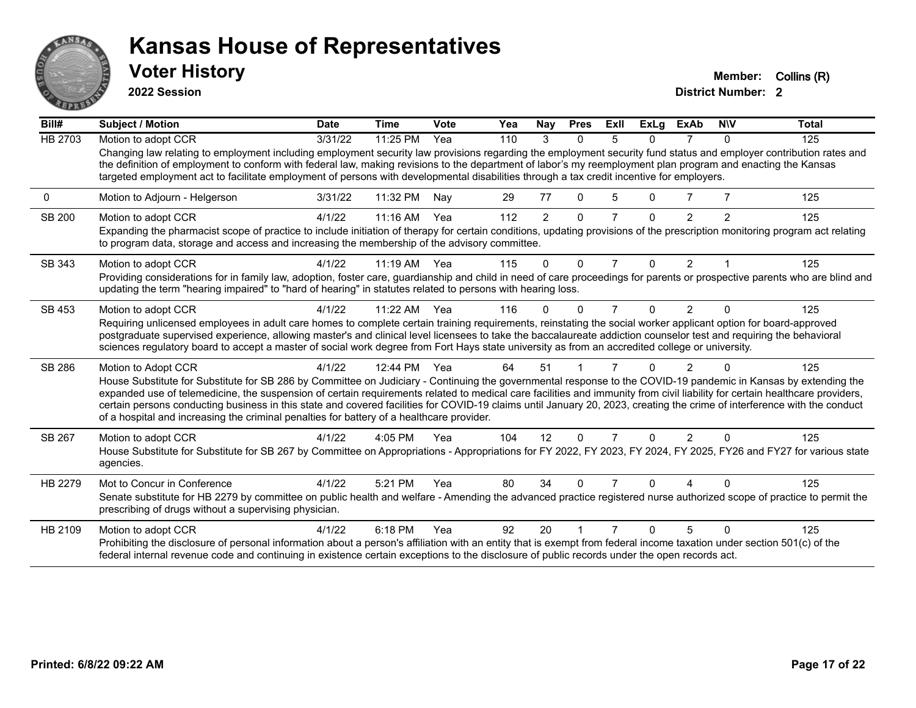# Kansas House of Representatives

## Voter History

**2022 Session**

**Member:** Collins (R)

**District Number:** 2

| Bill# | Subject / Motion | Date | Time | Vote | Yea | Nay | Pres | ExII | ExLg | ExAb | N\V | Total |
|---|---|---|---|---|---|---|---|---|---|---|---|---|
| HB 2703 | Motion to adopt CCR | 3/31/22 | 11:25 PM | Yea | 110 | 3 | 0 | 5 | 0 | 7 | 0 | 125 |
| | Changing law relating to employment including employment security law provisions regarding the employment security fund status and employer contribution rates and the definition of employment to conform with federal law, making revisions to the department of labor's my reemployment plan program and enacting the Kansas targeted employment act to facilitate employment of persons with developmental disabilities through a tax credit incentive for employers. | | | | | | | | | | | |
| 0 | Motion to Adjourn - Helgerson | 3/31/22 | 11:32 PM | Nay | 29 | 77 | 0 | 5 | 0 | 7 | 7 | 125 |
| SB 200 | Motion to adopt CCR | 4/1/22 | 11:16 AM | Yea | 112 | 2 | 0 | 7 | 0 | 2 | 2 | 125 |
| | Expanding the pharmacist scope of practice to include initiation of therapy for certain conditions, updating provisions of the prescription monitoring program act relating to program data, storage and access and increasing the membership of the advisory committee. | | | | | | | | | | | |
| SB 343 | Motion to adopt CCR | 4/1/22 | 11:19 AM | Yea | 115 | 0 | 0 | 7 | 0 | 2 | 1 | 125 |
| | Providing considerations for in family law, adoption, foster care, guardianship and child in need of care proceedings for parents or prospective parents who are blind and updating the term "hearing impaired" to "hard of hearing" in statutes related to persons with hearing loss. | | | | | | | | | | | |
| SB 453 | Motion to adopt CCR | 4/1/22 | 11:22 AM | Yea | 116 | 0 | 0 | 7 | 0 | 2 | 0 | 125 |
| | Requiring unlicensed employees in adult care homes to complete certain training requirements, reinstating the social worker applicant option for board-approved postgraduate supervised experience, allowing master's and clinical level licensees to take the baccalaureate addiction counselor test and requiring the behavioral sciences regulatory board to accept a master of social work degree from Fort Hays state university as from an accredited college or university. | | | | | | | | | | | |
| SB 286 | Motion to Adopt CCR | 4/1/22 | 12:44 PM | Yea | 64 | 51 | 1 | 7 | 0 | 2 | 0 | 125 |
| | House Substitute for Substitute for SB 286 by Committee on Judiciary - Continuing the governmental response to the COVID-19 pandemic in Kansas by extending the expanded use of telemedicine, the suspension of certain requirements related to medical care facilities and immunity from civil liability for certain healthcare providers, certain persons conducting business in this state and covered facilities for COVID-19 claims until January 20, 2023, creating the crime of interference with the conduct of a hospital and increasing the criminal penalties for battery of a healthcare provider. | | | | | | | | | | | |
| SB 267 | Motion to adopt CCR | 4/1/22 | 4:05 PM | Yea | 104 | 12 | 0 | 7 | 0 | 2 | 0 | 125 |
| | House Substitute for Substitute for SB 267 by Committee on Appropriations - Appropriations for FY 2022, FY 2023, FY 2024, FY 2025, FY26 and FY27 for various state agencies. | | | | | | | | | | | |
| HB 2279 | Mot to Concur in Conference | 4/1/22 | 5:21 PM | Yea | 80 | 34 | 0 | 7 | 0 | 4 | 0 | 125 |
| | Senate substitute for HB 2279 by committee on public health and welfare - Amending the advanced practice registered nurse authorized scope of practice to permit the prescribing of drugs without a supervising physician. | | | | | | | | | | | |
| HB 2109 | Motion to adopt CCR | 4/1/22 | 6:18 PM | Yea | 92 | 20 | 1 | 7 | 0 | 5 | 0 | 125 |
| | Prohibiting the disclosure of personal information about a person's affiliation with an entity that is exempt from federal income taxation under section 501(c) of the federal internal revenue code and continuing in existence certain exceptions to the disclosure of public records under the open records act. | | | | | | | | | | | |

Printed: 6/8/22 09:22 AM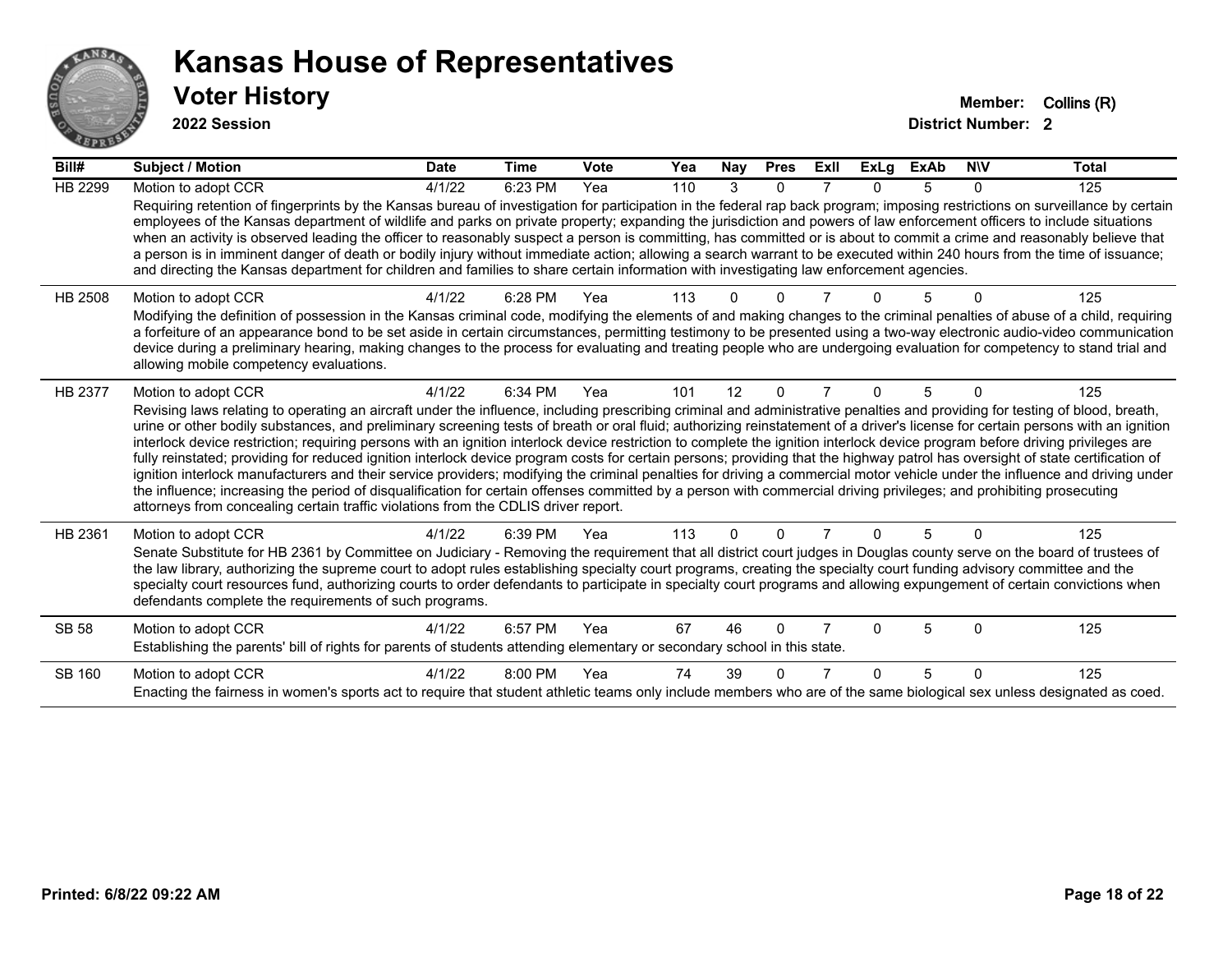# Kansas House of Representatives

## Voter History

**2022 Session**

**Member:** Collins (R)

**District Number:** 2

| Bill# | Subject / Motion | Date | Time | Vote | Yea | Nay | Pres | ExII | ExLg | ExAb | N\V | Total |
|---|---|---|---|---|---|---|---|---|---|---|---|---|
| HB 2299 | Motion to adopt CCR | 4/1/22 | 6:23 PM | Yea | 110 | 3 | 0 | 7 | 0 | 5 | 0 | 125 |
| | Requiring retention of fingerprints by the Kansas bureau of investigation for participation in the federal rap back program; imposing restrictions on surveillance by certain employees of the Kansas department of wildlife and parks on private property; expanding the jurisdiction and powers of law enforcement officers to include situations when an activity is observed leading the officer to reasonably suspect a person is committing, has committed or is about to commit a crime and reasonably believe that a person is in imminent danger of death or bodily injury without immediate action; allowing a search warrant to be executed within 240 hours from the time of issuance; and directing the Kansas department for children and families to share certain information with investigating law enforcement agencies. | | | | | | | | | | | |
| HB 2508 | Motion to adopt CCR | 4/1/22 | 6:28 PM | Yea | 113 | 0 | 0 | 7 | 0 | 5 | 0 | 125 |
| | Modifying the definition of possession in the Kansas criminal code, modifying the elements of and making changes to the criminal penalties of abuse of a child, requiring a forfeiture of an appearance bond to be set aside in certain circumstances, permitting testimony to be presented using a two-way electronic audio-video communication device during a preliminary hearing, making changes to the process for evaluating and treating people who are undergoing evaluation for competency to stand trial and allowing mobile competency evaluations. | | | | | | | | | | | |
| HB 2377 | Motion to adopt CCR | 4/1/22 | 6:34 PM | Yea | 101 | 12 | 0 | 7 | 0 | 5 | 0 | 125 |
| | Revising laws relating to operating an aircraft under the influence, including prescribing criminal and administrative penalties and providing for testing of blood, breath, urine or other bodily substances, and preliminary screening tests of breath or oral fluid; authorizing reinstatement of a driver's license for certain persons with an ignition interlock device restriction; requiring persons with an ignition interlock device restriction to complete the ignition interlock device program before driving privileges are fully reinstated; providing for reduced ignition interlock device program costs for certain persons; providing that the highway patrol has oversight of state certification of ignition interlock manufacturers and their service providers; modifying the criminal penalties for driving a commercial motor vehicle under the influence and driving under the influence; increasing the period of disqualification for certain offenses committed by a person with commercial driving privileges; and prohibiting prosecuting attorneys from concealing certain traffic violations from the CDLIS driver report. | | | | | | | | | | | |
| HB 2361 | Motion to adopt CCR | 4/1/22 | 6:39 PM | Yea | 113 | 0 | 0 | 7 | 0 | 5 | 0 | 125 |
| | Senate Substitute for HB 2361 by Committee on Judiciary - Removing the requirement that all district court judges in Douglas county serve on the board of trustees of the law library, authorizing the supreme court to adopt rules establishing specialty court programs, creating the specialty court funding advisory committee and the specialty court resources fund, authorizing courts to order defendants to participate in specialty court programs and allowing expungement of certain convictions when defendants complete the requirements of such programs. | | | | | | | | | | | |
| SB 58 | Motion to adopt CCR | 4/1/22 | 6:57 PM | Yea | 67 | 46 | 0 | 7 | 0 | 5 | 0 | 125 |
| | Establishing the parents' bill of rights for parents of students attending elementary or secondary school in this state. | | | | | | | | | | | |
| SB 160 | Motion to adopt CCR | 4/1/22 | 8:00 PM | Yea | 74 | 39 | 0 | 7 | 0 | 5 | 0 | 125 |
| | Enacting the fairness in women's sports act to require that student athletic teams only include members who are of the same biological sex unless designated as coed. | | | | | | | | | | | |

**Printed: 6/8/22 09:22 AM**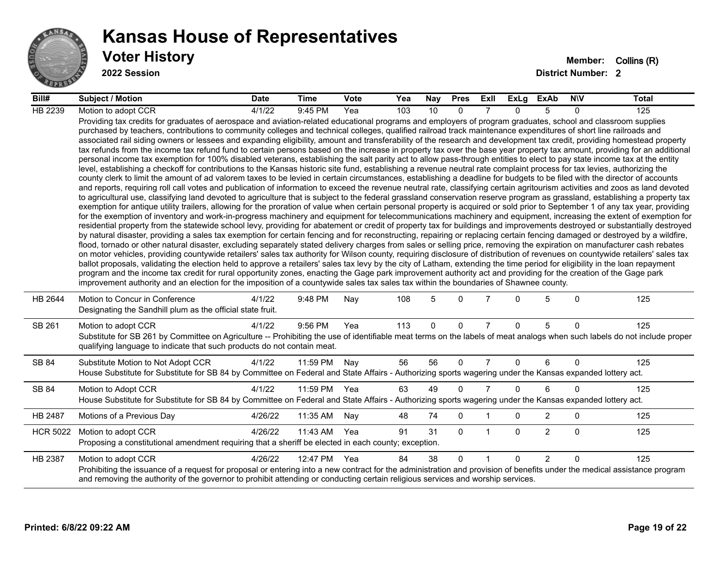# Kansas House of Representatives

## Voter History

**2022 Session**

**Member:** Collins (R)
**District Number:** 2

| Bill# | Subject / Motion | Date | Time | Vote | Yea | Nay | Pres | ExII | ExLg | ExAb | N\V | Total |
|---|---|---|---|---|---|---|---|---|---|---|---|---|
| HB 2239 | Motion to adopt CCR | 4/1/22 | 9:45 PM | Yea | 103 | 10 | 0 | 7 | 0 | 5 | 0 | 125 |
| | Providing tax credits for graduates of aerospace and aviation-related educational programs and employers of program graduates, school and classroom supplies purchased by teachers, contributions to community colleges and technical colleges, qualified railroad track maintenance expenditures of short line railroads and associated rail siding owners or lessees and expanding eligibility, amount and transferability of the research and development tax credit, providing homestead property tax refunds from the income tax refund fund to certain persons based on the increase in property tax over the base year property tax amount, providing for an additional personal income tax exemption for 100% disabled veterans, establishing the salt parity act to allow pass-through entities to elect to pay state income tax at the entity level, establishing a checkoff for contributions to the Kansas historic site fund, establishing a revenue neutral rate complaint process for tax levies, authorizing the county clerk to limit the amount of ad valorem taxes to be levied in certain circumstances, establishing a deadline for budgets to be filed with the director of accounts and reports, requiring roll call votes and publication of information to exceed the revenue neutral rate, classifying certain agritourism activities and zoos as land devoted to agricultural use, classifying land devoted to agriculture that is subject to the federal grassland conservation reserve program as grassland, establishing a property tax exemption for antique utility trailers, allowing for the proration of value when certain personal property is acquired or sold prior to September 1 of any tax year, providing for the exemption of inventory and work-in-progress machinery and equipment for telecommunications machinery and equipment, increasing the extent of exemption for residential property from the statewide school levy, providing for abatement or credit of property tax for buildings and improvements destroyed or substantially destroyed by natural disaster, providing a sales tax exemption for certain fencing and for reconstructing, repairing or replacing certain fencing damaged or destroyed by a wildfire, flood, tornado or other natural disaster, excluding separately stated delivery charges from sales or selling price, removing the expiration on manufacturer cash rebates on motor vehicles, providing countywide retailers' sales tax authority for Wilson county, requiring disclosure of distribution of revenues on countywide retailers' sales tax ballot proposals, validating the election held to approve a retailers' sales tax levy by the city of Latham, extending the time period for eligibility in the loan repayment program and the income tax credit for rural opportunity zones, enacting the Gage park improvement authority act and providing for the creation of the Gage park improvement authority and an election for the imposition of a countywide sales tax sales tax within the boundaries of Shawnee county. | | | | | | | | | | | |
| HB 2644 | Motion to Concur in Conference | 4/1/22 | 9:48 PM | Nay | 108 | 5 | 0 | 7 | 0 | 5 | 0 | 125 |
| | Designating the Sandhill plum as the official state fruit. | | | | | | | | | | | |
| SB 261 | Motion to adopt CCR | 4/1/22 | 9:56 PM | Yea | 113 | 0 | 0 | 7 | 0 | 5 | 0 | 125 |
| | Substitute for SB 261 by Committee on Agriculture -- Prohibiting the use of identifiable meat terms on the labels of meat analogs when such labels do not include proper qualifying language to indicate that such products do not contain meat. | | | | | | | | | | | |
| SB 84 | Substitute Motion to Not Adopt CCR | 4/1/22 | 11:59 PM | Nay | 56 | 56 | 0 | 7 | 0 | 6 | 0 | 125 |
| | House Substitute for Substitute for SB 84 by Committee on Federal and State Affairs - Authorizing sports wagering under the Kansas expanded lottery act. | | | | | | | | | | | |
| SB 84 | Motion to Adopt CCR | 4/1/22 | 11:59 PM | Yea | 63 | 49 | 0 | 7 | 0 | 6 | 0 | 125 |
| | House Substitute for Substitute for SB 84 by Committee on Federal and State Affairs - Authorizing sports wagering under the Kansas expanded lottery act. | | | | | | | | | | | |
| HB 2487 | Motions of a Previous Day | 4/26/22 | 11:35 AM | Nay | 48 | 74 | 0 | 1 | 0 | 2 | 0 | 125 |
| HCR 5022 | Motion to adopt CCR | 4/26/22 | 11:43 AM | Yea | 91 | 31 | 0 | 1 | 0 | 2 | 0 | 125 |
| | Proposing a constitutional amendment requiring that a sheriff be elected in each county; exception. | | | | | | | | | | | |
| HB 2387 | Motion to adopt CCR | 4/26/22 | 12:47 PM | Yea | 84 | 38 | 0 | 1 | 0 | 2 | 0 | 125 |
| | Prohibiting the issuance of a request for proposal or entering into a new contract for the administration and provision of benefits under the medical assistance program and removing the authority of the governor to prohibit attending or conducting certain religious services and worship services. | | | | | | | | | | | |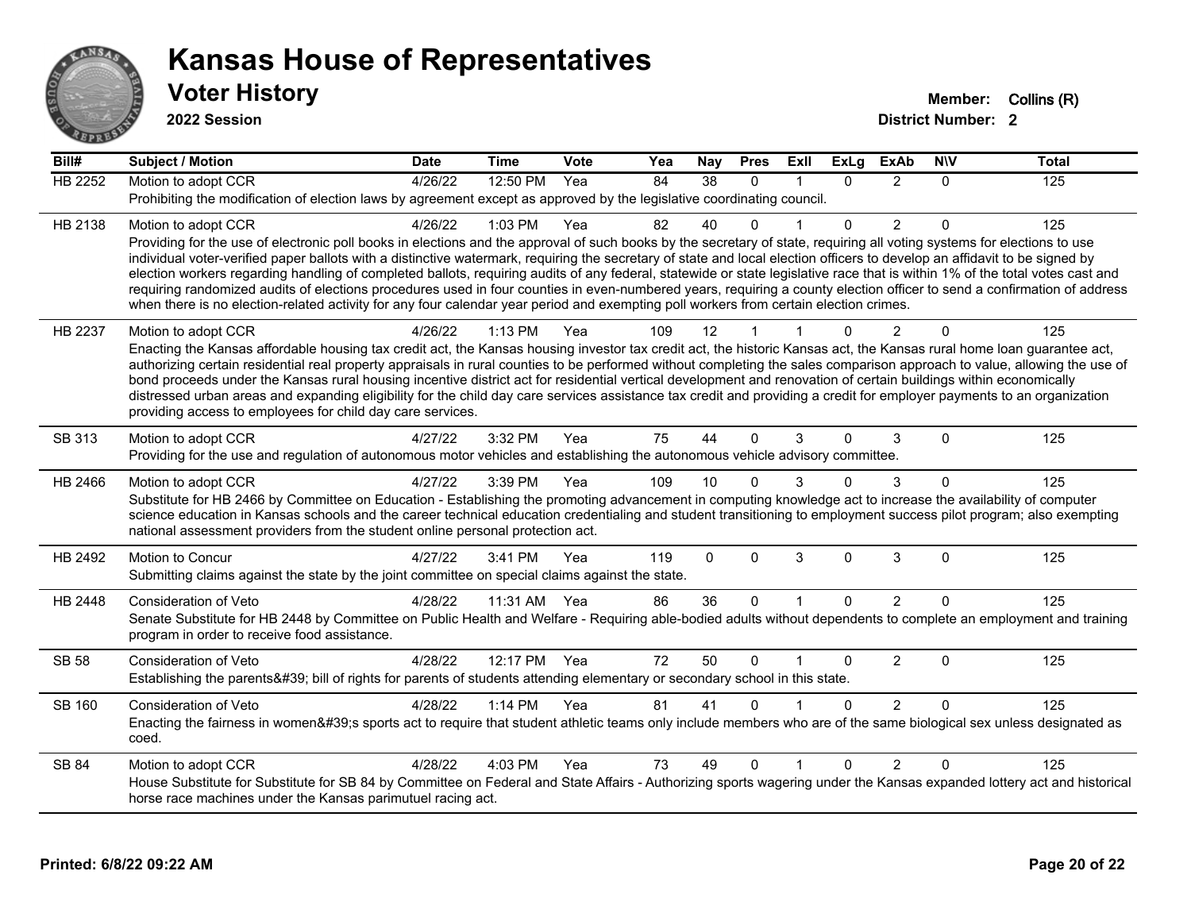# Kansas House of Representatives

## Voter History

**2022 Session**

**Member:** Collins (R)
**District Number:** 2

| Bill# | Subject / Motion | Date | Time | Vote | Yea | Nay | Pres | ExII | ExLg | ExAb | N\V | Total |
|---|---|---|---|---|---|---|---|---|---|---|---|---|
| HB 2252 | Motion to adopt CCR | 4/26/22 | 12:50 PM | Yea | 84 | 38 | 0 | 1 | 0 | 2 | 0 | 125 |
| | Prohibiting the modification of election laws by agreement except as approved by the legislative coordinating council. | | | | | | | | | | | |
| HB 2138 | Motion to adopt CCR | 4/26/22 | 1:03 PM | Yea | 82 | 40 | 0 | 1 | 0 | 2 | 0 | 125 |
| | Providing for the use of electronic poll books in elections and the approval of such books by the secretary of state, requiring all voting systems for elections to use individual voter-verified paper ballots with a distinctive watermark, requiring the secretary of state and local election officers to develop an affidavit to be signed by election workers regarding handling of completed ballots, requiring audits of any federal, statewide or state legislative race that is within 1% of the total votes cast and requiring randomized audits of elections procedures used in four counties in even-numbered years, requiring a county election officer to send a confirmation of address when there is no election-related activity for any four calendar year period and exempting poll workers from certain election crimes. | | | | | | | | | | | |
| HB 2237 | Motion to adopt CCR | 4/26/22 | 1:13 PM | Yea | 109 | 12 | 1 | 1 | 0 | 2 | 0 | 125 |
| | Enacting the Kansas affordable housing tax credit act, the Kansas housing investor tax credit act, the historic Kansas act, the Kansas rural home loan guarantee act, authorizing certain residential real property appraisals in rural counties to be performed without completing the sales comparison approach to value, allowing the use of bond proceeds under the Kansas rural housing incentive district act for residential vertical development and renovation of certain buildings within economically distressed urban areas and expanding eligibility for the child day care services assistance tax credit and providing a credit for employer payments to an organization providing access to employees for child day care services. | | | | | | | | | | | |
| SB 313 | Motion to adopt CCR | 4/27/22 | 3:32 PM | Yea | 75 | 44 | 0 | 3 | 0 | 3 | 0 | 125 |
| | Providing for the use and regulation of autonomous motor vehicles and establishing the autonomous vehicle advisory committee. | | | | | | | | | | | |
| HB 2466 | Motion to adopt CCR | 4/27/22 | 3:39 PM | Yea | 109 | 10 | 0 | 3 | 0 | 3 | 0 | 125 |
| | Substitute for HB 2466 by Committee on Education - Establishing the promoting advancement in computing knowledge act to increase the availability of computer science education in Kansas schools and the career technical education credentialing and student transitioning to employment success pilot program; also exempting national assessment providers from the student online personal protection act. | | | | | | | | | | | |
| HB 2492 | Motion to Concur | 4/27/22 | 3:41 PM | Yea | 119 | 0 | 0 | 3 | 0 | 3 | 0 | 125 |
| | Submitting claims against the state by the joint committee on special claims against the state. | | | | | | | | | | | |
| HB 2448 | Consideration of Veto | 4/28/22 | 11:31 AM | Yea | 86 | 36 | 0 | 1 | 0 | 2 | 0 | 125 |
| | Senate Substitute for HB 2448 by Committee on Public Health and Welfare - Requiring able-bodied adults without dependents to complete an employment and training program in order to receive food assistance. | | | | | | | | | | | |
| SB 58 | Consideration of Veto | 4/28/22 | 12:17 PM | Yea | 72 | 50 | 0 | 1 | 0 | 2 | 0 | 125 |
| | Establishing the parents&#39; bill of rights for parents of students attending elementary or secondary school in this state. | | | | | | | | | | | |
| SB 160 | Consideration of Veto | 4/28/22 | 1:14 PM | Yea | 81 | 41 | 0 | 1 | 0 | 2 | 0 | 125 |
| | Enacting the fairness in women&#39;s sports act to require that student athletic teams only include members who are of the same biological sex unless designated as coed. | | | | | | | | | | | |
| SB 84 | Motion to adopt CCR | 4/28/22 | 4:03 PM | Yea | 73 | 49 | 0 | 1 | 0 | 2 | 0 | 125 |
| | House Substitute for Substitute for SB 84 by Committee on Federal and State Affairs - Authorizing sports wagering under the Kansas expanded lottery act and historical horse race machines under the Kansas parimutuel racing act. | | | | | | | | | | | |

**Printed: 6/8/22 09:22 AM**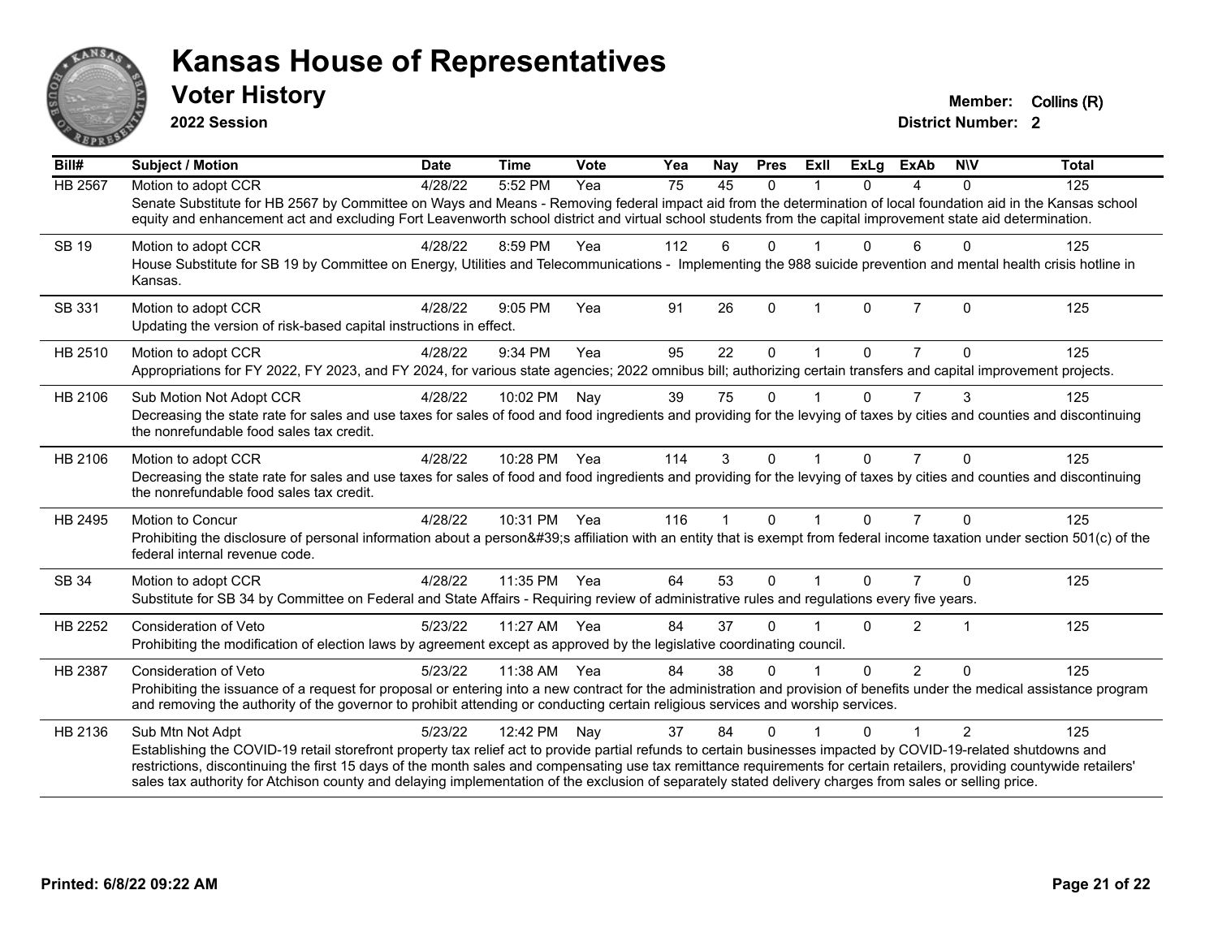# Kansas House of Representatives

## Voter History

**2022 Session**

**Member:** Collins (R)
**District Number:** 2

| Bill# | Subject / Motion | Date | Time | Vote | Yea | Nay | Pres | ExII | ExLg | ExAb | N\V | Total |
|---|---|---|---|---|---|---|---|---|---|---|---|---|
| HB 2567 | Motion to adopt CCR | 4/28/22 | 5:52 PM | Yea | 75 | 45 | 0 | 1 | 0 | 4 | 0 | 125 |
| | Senate Substitute for HB 2567 by Committee on Ways and Means - Removing federal impact aid from the determination of local foundation aid in the Kansas school equity and enhancement act and excluding Fort Leavenworth school district and virtual school students from the capital improvement state aid determination. | | | | | | | | | | | |
| SB 19 | Motion to adopt CCR | 4/28/22 | 8:59 PM | Yea | 112 | 6 | 0 | 1 | 0 | 6 | 0 | 125 |
| | House Substitute for SB 19 by Committee on Energy, Utilities and Telecommunications - Implementing the 988 suicide prevention and mental health crisis hotline in Kansas. | | | | | | | | | | | |
| SB 331 | Motion to adopt CCR | 4/28/22 | 9:05 PM | Yea | 91 | 26 | 0 | 1 | 0 | 7 | 0 | 125 |
| | Updating the version of risk-based capital instructions in effect. | | | | | | | | | | | |
| HB 2510 | Motion to adopt CCR | 4/28/22 | 9:34 PM | Yea | 95 | 22 | 0 | 1 | 0 | 7 | 0 | 125 |
| | Appropriations for FY 2022, FY 2023, and FY 2024, for various state agencies; 2022 omnibus bill; authorizing certain transfers and capital improvement projects. | | | | | | | | | | | |
| HB 2106 | Sub Motion Not Adopt CCR | 4/28/22 | 10:02 PM | Nay | 39 | 75 | 0 | 1 | 0 | 7 | 3 | 125 |
| | Decreasing the state rate for sales and use taxes for sales of food and food ingredients and providing for the levying of taxes by cities and counties and discontinuing the nonrefundable food sales tax credit. | | | | | | | | | | | |
| HB 2106 | Motion to adopt CCR | 4/28/22 | 10:28 PM | Yea | 114 | 3 | 0 | 1 | 0 | 7 | 0 | 125 |
| | Decreasing the state rate for sales and use taxes for sales of food and food ingredients and providing for the levying of taxes by cities and counties and discontinuing the nonrefundable food sales tax credit. | | | | | | | | | | | |
| HB 2495 | Motion to Concur | 4/28/22 | 10:31 PM | Yea | 116 | 1 | 0 | 1 | 0 | 7 | 0 | 125 |
| | Prohibiting the disclosure of personal information about a person&#39;s affiliation with an entity that is exempt from federal income taxation under section 501(c) of the federal internal revenue code. | | | | | | | | | | | |
| SB 34 | Motion to adopt CCR | 4/28/22 | 11:35 PM | Yea | 64 | 53 | 0 | 1 | 0 | 7 | 0 | 125 |
| | Substitute for SB 34 by Committee on Federal and State Affairs - Requiring review of administrative rules and regulations every five years. | | | | | | | | | | | |
| HB 2252 | Consideration of Veto | 5/23/22 | 11:27 AM | Yea | 84 | 37 | 0 | 1 | 0 | 2 | 1 | 125 |
| | Prohibiting the modification of election laws by agreement except as approved by the legislative coordinating council. | | | | | | | | | | | |
| HB 2387 | Consideration of Veto | 5/23/22 | 11:38 AM | Yea | 84 | 38 | 0 | 1 | 0 | 2 | 0 | 125 |
| | Prohibiting the issuance of a request for proposal or entering into a new contract for the administration and provision of benefits under the medical assistance program and removing the authority of the governor to prohibit attending or conducting certain religious services and worship services. | | | | | | | | | | | |
| HB 2136 | Sub Mtn Not Adpt | 5/23/22 | 12:42 PM | Nay | 37 | 84 | 0 | 1 | 0 | 1 | 2 | 125 |
| | Establishing the COVID-19 retail storefront property tax relief act to provide partial refunds to certain businesses impacted by COVID-19-related shutdowns and restrictions, discontinuing the first 15 days of the month sales and compensating use tax remittance requirements for certain retailers, providing countywide retailers' sales tax authority for Atchison county and delaying implementation of the exclusion of separately stated delivery charges from sales or selling price. | | | | | | | | | | | |

**Printed: 6/8/22 09:22 AM**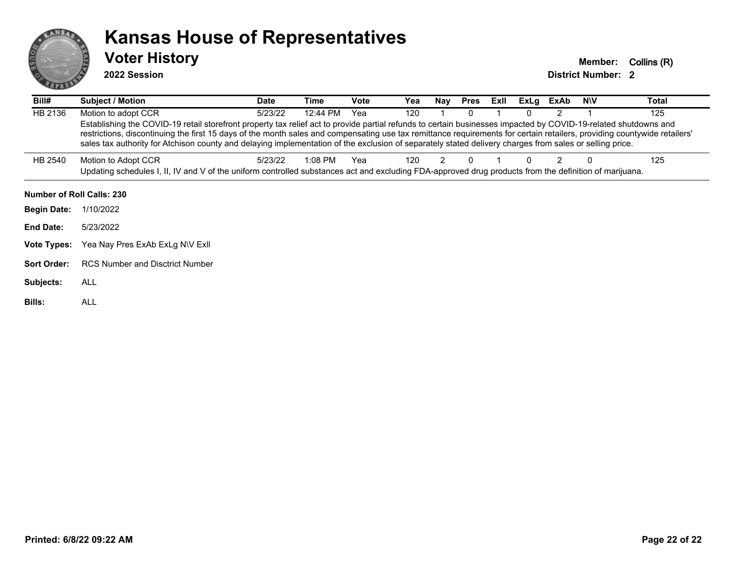# Kansas House of Representatives

## Voter History

**2022 Session**

**Member:** Collins (R)
**District Number:** 2

| Bill# | Subject / Motion | Date | Time | Vote | Yea | Nay | Pres | ExII | ExLg | ExAb | N\V | Total |
|---|---|---|---|---|---|---|---|---|---|---|---|---|
| HB 2136 | Motion to adopt CCR | 5/23/22 | 12:44 PM | Yea | 120 | 1 | 0 | 1 | 0 | 2 | 1 | 125 |
| | Establishing the COVID-19 retail storefront property tax relief act to provide partial refunds to certain businesses impacted by COVID-19-related shutdowns and restrictions, discontinuing the first 15 days of the month sales and compensating use tax remittance requirements for certain retailers, providing countywide retailers' sales tax authority for Atchison county and delaying implementation of the exclusion of separately stated delivery charges from sales or selling price. | | | | | | | | | | | |
| HB 2540 | Motion to Adopt CCR | 5/23/22 | 1:08 PM | Yea | 120 | 2 | 0 | 1 | 0 | 2 | 0 | 125 |
| | Updating schedules I, II, IV and V of the uniform controlled substances act and excluding FDA-approved drug products from the definition of marijuana. | | | | | | | | | | | |

**Number of Roll Calls: 230**

**Begin Date:** 1/10/2022

**End Date:** 5/23/2022

**Vote Types:** Yea Nay Pres ExAb ExLg N\V ExII

**Sort Order:** RCS Number and Disctrict Number

**Subjects:** ALL

**Bills:** ALL

**Printed: 6/8/22 09:22 AM**